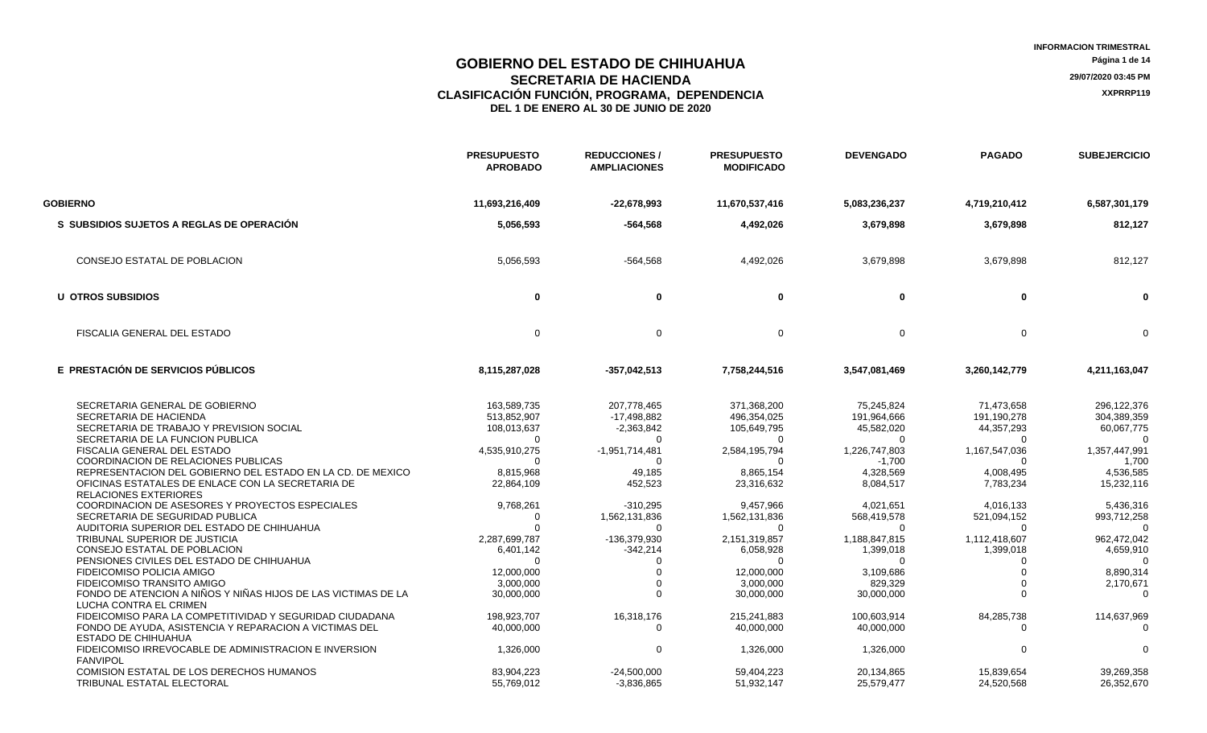INFORMACION TRIMESTRAL

29/07/2020 03:45 PM

XXPRRP119

# GOBIERNO DEL ESTADO DE CHIHUAHUA
## SECRETARIA DE HACIENDA
## CLASIFICACIÓN FUNCIÓN, PROGRAMA, DEPENDENCIA
### DEL 1 DE ENERO AL 30 DE JUNIO DE 2020

| | PRESUPUESTO APROBADO | REDUCCIONES / AMPLIACIONES | PRESUPUESTO MODIFICADO | DEVENGADO | PAGADO | SUBEJERCICIO |
|---|---|---|---|---|---|---|
| **GOBIERNO** | **11,693,216,409** | **-22,678,993** | **11,670,537,416** | **5,083,236,237** | **4,719,210,412** | **6,587,301,179** |
| **S SUBSIDIOS SUJETOS A REGLAS DE OPERACIÓN** | **5,056,593** | **-564,568** | **4,492,026** | **3,679,898** | **3,679,898** | **812,127** |
| CONSEJO ESTATAL DE POBLACION | 5,056,593 | -564,568 | 4,492,026 | 3,679,898 | 3,679,898 | 812,127 |
| **U OTROS SUBSIDIOS** | **0** | **0** | **0** | **0** | **0** | **0** |
| FISCALIA GENERAL DEL ESTADO | 0 | 0 | 0 | 0 | 0 | 0 |
| **E PRESTACIÓN DE SERVICIOS PÚBLICOS** | **8,115,287,028** | **-357,042,513** | **7,758,244,516** | **3,547,081,469** | **3,260,142,779** | **4,211,163,047** |
| SECRETARIA GENERAL DE GOBIERNO | 163,589,735 | 207,778,465 | 371,368,200 | 75,245,824 | 71,473,658 | 296,122,376 |
| SECRETARIA DE HACIENDA | 513,852,907 | -17,498,882 | 496,354,025 | 191,964,666 | 191,190,278 | 304,389,359 |
| SECRETARIA DE TRABAJO Y PREVISION SOCIAL | 108,013,637 | -2,363,842 | 105,649,795 | 45,582,020 | 44,357,293 | 60,067,775 |
| SECRETARIA DE LA FUNCION PUBLICA | 0 | 0 | 0 | 0 | 0 | 0 |
| FISCALIA GENERAL DEL ESTADO | 4,535,910,275 | -1,951,714,481 | 2,584,195,794 | 1,226,747,803 | 1,167,547,036 | 1,357,447,991 |
| COORDINACION DE RELACIONES PUBLICAS | 0 | 0 | 0 | -1,700 | 0 | 1,700 |
| REPRESENTACION DEL GOBIERNO DEL ESTADO EN LA CD. DE MEXICO | 8,815,968 | 49,185 | 8,865,154 | 4,328,569 | 4,008,495 | 4,536,585 |
| OFICINAS ESTATALES DE ENLACE CON LA SECRETARIA DE RELACIONES EXTERIORES | 22,864,109 | 452,523 | 23,316,632 | 8,084,517 | 7,783,234 | 15,232,116 |
| COORDINACION DE ASESORES Y PROYECTOS ESPECIALES | 9,768,261 | -310,295 | 9,457,966 | 4,021,651 | 4,016,133 | 5,436,316 |
| SECRETARIA DE SEGURIDAD PUBLICA | 0 | 1,562,131,836 | 1,562,131,836 | 568,419,578 | 521,094,152 | 993,712,258 |
| AUDITORIA SUPERIOR DEL ESTADO DE CHIHUAHUA | 0 | 0 | 0 | 0 | 0 | 0 |
| TRIBUNAL SUPERIOR DE JUSTICIA | 2,287,699,787 | -136,379,930 | 2,151,319,857 | 1,188,847,815 | 1,112,418,607 | 962,472,042 |
| CONSEJO ESTATAL DE POBLACION | 6,401,142 | -342,214 | 6,058,928 | 1,399,018 | 1,399,018 | 4,659,910 |
| PENSIONES CIVILES DEL ESTADO DE CHIHUAHUA | 0 | 0 | 0 | 0 | 0 | 0 |
| FIDEICOMISO POLICIA AMIGO | 12,000,000 | 0 | 12,000,000 | 3,109,686 | 0 | 8,890,314 |
| FIDEICOMISO TRANSITO AMIGO | 3,000,000 | 0 | 3,000,000 | 829,329 | 0 | 2,170,671 |
| FONDO DE ATENCION A NIÑOS Y NIÑAS HIJOS DE LAS VICTIMAS DE LA LUCHA CONTRA EL CRIMEN | 30,000,000 | 0 | 30,000,000 | 30,000,000 | 0 | 0 |
| FIDEICOMISO PARA LA COMPETITIVIDAD Y SEGURIDAD CIUDADANA | 198,923,707 | 16,318,176 | 215,241,883 | 100,603,914 | 84,285,738 | 114,637,969 |
| FONDO DE AYUDA, ASISTENCIA Y REPARACION A VICTIMAS DEL ESTADO DE CHIHUAHUA | 40,000,000 | 0 | 40,000,000 | 40,000,000 | 0 | 0 |
| FIDEICOMISO IRREVOCABLE DE ADMINISTRACION E INVERSION FANVIPOL | 1,326,000 | 0 | 1,326,000 | 1,326,000 | 0 | 0 |
| COMISION ESTATAL DE LOS DERECHOS HUMANOS | 83,904,223 | -24,500,000 | 59,404,223 | 20,134,865 | 15,839,654 | 39,269,358 |
| TRIBUNAL ESTATAL ELECTORAL | 55,769,012 | -3,836,865 | 51,932,147 | 25,579,477 | 24,520,568 | 26,352,670 |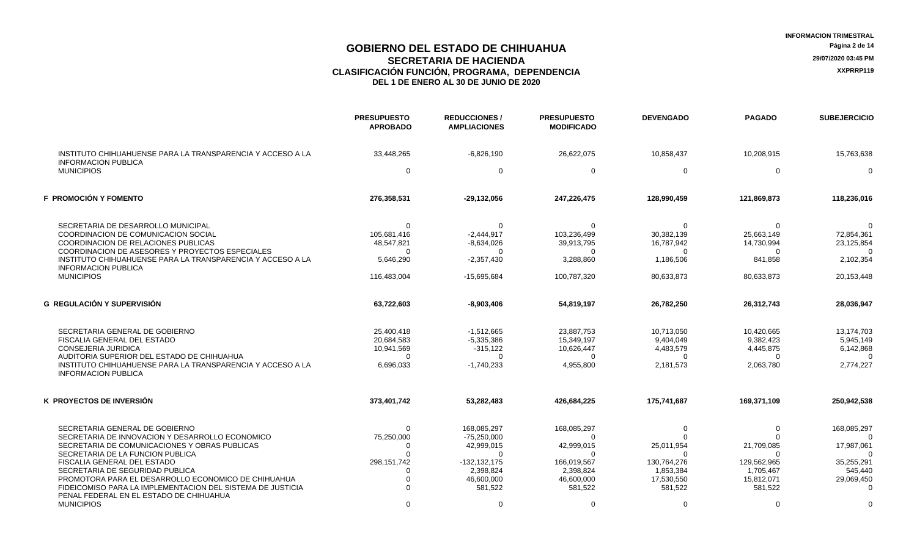# GOBIERNO DEL ESTADO DE CHIHUAHUA

## SECRETARIA DE HACIENDA

## CLASIFICACIÓN FUNCIÓN, PROGRAMA, DEPENDENCIA

**DEL 1 DE ENERO AL 30 DE JUNIO DE 2020**

**INFORMACION TRIMESTRAL**

29/07/2020 03:45 PM

XXPRRP119

| | PRESUPUESTO APROBADO | REDUCCIONES / AMPLIACIONES | PRESUPUESTO MODIFICADO | DEVENGADO | PAGADO | SUBEJERCICIO |
|---|---|---|---|---|---|---|
| INSTITUTO CHIHUAHUENSE PARA LA TRANSPARENCIA Y ACCESO A LA INFORMACION PUBLICA | 33,448,265 | -6,826,190 | 26,622,075 | 10,858,437 | 10,208,915 | 15,763,638 |
| MUNICIPIOS | 0 | 0 | 0 | 0 | 0 | 0 |
| **F PROMOCIÓN Y FOMENTO** | **276,358,531** | **-29,132,056** | **247,226,475** | **128,990,459** | **121,869,873** | **118,236,016** |
| SECRETARIA DE DESARROLLO MUNICIPAL | 0 | 0 | 0 | 0 | 0 | 0 |
| COORDINACION DE COMUNICACION SOCIAL | 105,681,416 | -2,444,917 | 103,236,499 | 30,382,139 | 25,663,149 | 72,854,361 |
| COORDINACION DE RELACIONES PUBLICAS | 48,547,821 | -8,634,026 | 39,913,795 | 16,787,942 | 14,730,994 | 23,125,854 |
| COORDINACION DE ASESORES Y PROYECTOS ESPECIALES | 0 | 0 | 0 | 0 | 0 | 0 |
| INSTITUTO CHIHUAHUENSE PARA LA TRANSPARENCIA Y ACCESO A LA INFORMACION PUBLICA | 5,646,290 | -2,357,430 | 3,288,860 | 1,186,506 | 841,858 | 2,102,354 |
| MUNICIPIOS | 116,483,004 | -15,695,684 | 100,787,320 | 80,633,873 | 80,633,873 | 20,153,448 |
| **G REGULACIÓN Y SUPERVISIÓN** | **63,722,603** | **-8,903,406** | **54,819,197** | **26,782,250** | **26,312,743** | **28,036,947** |
| SECRETARIA GENERAL DE GOBIERNO | 25,400,418 | -1,512,665 | 23,887,753 | 10,713,050 | 10,420,665 | 13,174,703 |
| FISCALIA GENERAL DEL ESTADO | 20,684,583 | -5,335,386 | 15,349,197 | 9,404,049 | 9,382,423 | 5,945,149 |
| CONSEJERIA JURIDICA | 10,941,569 | -315,122 | 10,626,447 | 4,483,579 | 4,445,875 | 6,142,868 |
| AUDITORIA SUPERIOR DEL ESTADO DE CHIHUAHUA | 0 | 0 | 0 | 0 | 0 | 0 |
| INSTITUTO CHIHUAHUENSE PARA LA TRANSPARENCIA Y ACCESO A LA INFORMACION PUBLICA | 6,696,033 | -1,740,233 | 4,955,800 | 2,181,573 | 2,063,780 | 2,774,227 |
| **K PROYECTOS DE INVERSIÓN** | **373,401,742** | **53,282,483** | **426,684,225** | **175,741,687** | **169,371,109** | **250,942,538** |
| SECRETARIA GENERAL DE GOBIERNO | 0 | 168,085,297 | 168,085,297 | 0 | 0 | 168,085,297 |
| SECRETARIA DE INNOVACION Y DESARROLLO ECONOMICO | 75,250,000 | -75,250,000 | 0 | 0 | 0 | 0 |
| SECRETARIA DE COMUNICACIONES Y OBRAS PUBLICAS | 0 | 42,999,015 | 42,999,015 | 25,011,954 | 21,709,085 | 17,987,061 |
| SECRETARIA DE LA FUNCION PUBLICA | 0 | 0 | 0 | 0 | 0 | 0 |
| FISCALIA GENERAL DEL ESTADO | 298,151,742 | -132,132,175 | 166,019,567 | 130,764,276 | 129,562,965 | 35,255,291 |
| SECRETARIA DE SEGURIDAD PUBLICA | 0 | 2,398,824 | 2,398,824 | 1,853,384 | 1,705,467 | 545,440 |
| PROMOTORA PARA EL DESARROLLO ECONOMICO DE CHIHUAHUA | 0 | 46,600,000 | 46,600,000 | 17,530,550 | 15,812,071 | 29,069,450 |
| FIDEICOMISO PARA LA IMPLEMENTACION DEL SISTEMA DE JUSTICIA PENAL FEDERAL EN EL ESTADO DE CHIHUAHUA | 0 | 581,522 | 581,522 | 581,522 | 581,522 | 0 |
| MUNICIPIOS | 0 | 0 | 0 | 0 | 0 | 0 |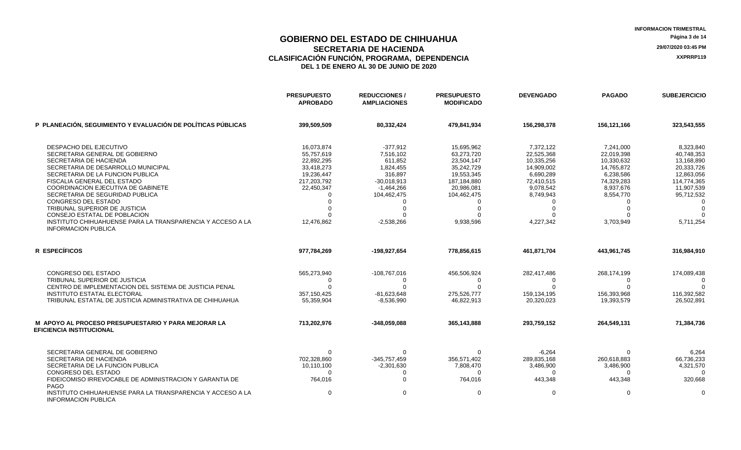# GOBIERNO DEL ESTADO DE CHIHUAHUA

## SECRETARIA DE HACIENDA

## CLASIFICACIÓN FUNCIÓN, PROGRAMA, DEPENDENCIA

**DEL 1 DE ENERO AL 30 DE JUNIO DE 2020**

INFORMACION TRIMESTRAL

29/07/2020 03:45 PM

XXPRRP119

| | PRESUPUESTO APROBADO | REDUCCIONES / AMPLIACIONES | PRESUPUESTO MODIFICADO | DEVENGADO | PAGADO | SUBEJERCICIO |
|---|---|---|---|---|---|---|
| **P PLANEACIÓN, SEGUIMIENTO Y EVALUACIÓN DE POLÍTICAS PÚBLICAS** | **399,509,509** | **80,332,424** | **479,841,934** | **156,298,378** | **156,121,166** | **323,543,555** |
| DESPACHO DEL EJECUTIVO | 16,073,874 | -377,912 | 15,695,962 | 7,372,122 | 7,241,000 | 8,323,840 |
| SECRETARIA GENERAL DE GOBIERNO | 55,757,619 | 7,516,102 | 63,273,720 | 22,525,368 | 22,019,398 | 40,748,353 |
| SECRETARIA DE HACIENDA | 22,892,295 | 611,852 | 23,504,147 | 10,335,256 | 10,330,632 | 13,168,890 |
| SECRETARIA DE DESARROLLO MUNICIPAL | 33,418,273 | 1,824,455 | 35,242,729 | 14,909,002 | 14,765,872 | 20,333,726 |
| SECRETARIA DE LA FUNCION PUBLICA | 19,236,447 | 316,897 | 19,553,345 | 6,690,289 | 6,238,586 | 12,863,056 |
| FISCALIA GENERAL DEL ESTADO | 217,203,792 | -30,018,913 | 187,184,880 | 72,410,515 | 74,329,283 | 114,774,365 |
| COORDINACION EJECUTIVA DE GABINETE | 22,450,347 | -1,464,266 | 20,986,081 | 9,078,542 | 8,937,676 | 11,907,539 |
| SECRETARIA DE SEGURIDAD PUBLICA | 0 | 104,462,475 | 104,462,475 | 8,749,943 | 8,554,770 | 95,712,532 |
| CONGRESO DEL ESTADO | 0 | 0 | 0 | 0 | 0 | 0 |
| TRIBUNAL SUPERIOR DE JUSTICIA | 0 | 0 | 0 | 0 | 0 | 0 |
| CONSEJO ESTATAL DE POBLACION | 0 | 0 | 0 | 0 | 0 | 0 |
| INSTITUTO CHIHUAHUENSE PARA LA TRANSPARENCIA Y ACCESO A LA INFORMACION PUBLICA | 12,476,862 | -2,538,266 | 9,938,596 | 4,227,342 | 3,703,949 | 5,711,254 |
| **R ESPECÍFICOS** | **977,784,269** | **-198,927,654** | **778,856,615** | **461,871,704** | **443,961,745** | **316,984,910** |
| CONGRESO DEL ESTADO | 565,273,940 | -108,767,016 | 456,506,924 | 282,417,486 | 268,174,199 | 174,089,438 |
| TRIBUNAL SUPERIOR DE JUSTICIA | 0 | 0 | 0 | 0 | 0 | 0 |
| CENTRO DE IMPLEMENTACION DEL SISTEMA DE JUSTICIA PENAL | 0 | 0 | 0 | 0 | 0 | 0 |
| INSTITUTO ESTATAL ELECTORAL | 357,150,425 | -81,623,648 | 275,526,777 | 159,134,195 | 156,393,968 | 116,392,582 |
| TRIBUNAL ESTATAL DE JUSTICIA ADMINISTRATIVA DE CHIHUAHUA | 55,359,904 | -8,536,990 | 46,822,913 | 20,320,023 | 19,393,579 | 26,502,891 |
| **M APOYO AL PROCESO PRESUPUESTARIO Y PARA MEJORAR LA EFICIENCIA INSTITUCIONAL** | **713,202,976** | **-348,059,088** | **365,143,888** | **293,759,152** | **264,549,131** | **71,384,736** |
| SECRETARIA GENERAL DE GOBIERNO | 0 | 0 | 0 | -6,264 | 0 | 6,264 |
| SECRETARIA DE HACIENDA | 702,328,860 | -345,757,459 | 356,571,402 | 289,835,168 | 260,618,883 | 66,736,233 |
| SECRETARIA DE LA FUNCION PUBLICA | 10,110,100 | -2,301,630 | 7,808,470 | 3,486,900 | 3,486,900 | 4,321,570 |
| CONGRESO DEL ESTADO | 0 | 0 | 0 | 0 | 0 | 0 |
| FIDEICOMISO IRREVOCABLE DE ADMINISTRACION Y GARANTIA DE PAGO | 764,016 | 0 | 764,016 | 443,348 | 443,348 | 320,668 |
| INSTITUTO CHIHUAHUENSE PARA LA TRANSPARENCIA Y ACCESO A LA INFORMACION PUBLICA | 0 | 0 | 0 | 0 | 0 | 0 |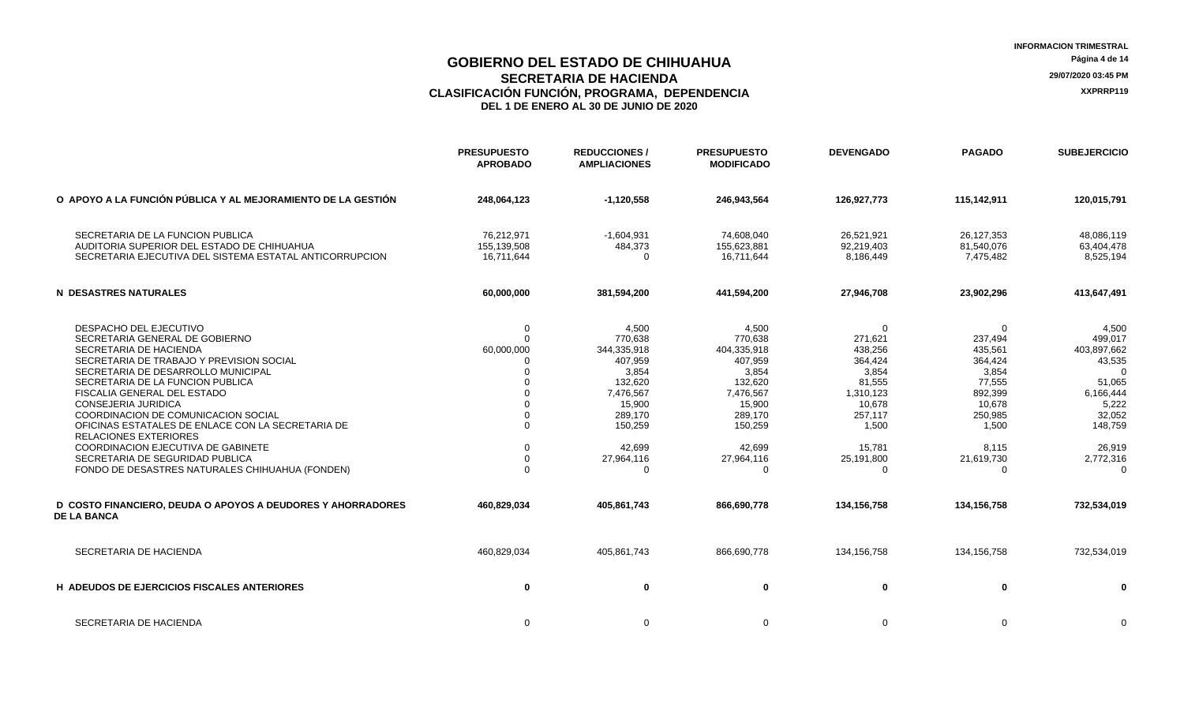# GOBIERNO DEL ESTADO DE CHIHUAHUA

## SECRETARIA DE HACIENDA

### CLASIFICACIÓN FUNCIÓN, PROGRAMA, DEPENDENCIA

**DEL 1 DE ENERO AL 30 DE JUNIO DE 2020**

INFORMACION TRIMESTRAL

29/07/2020 03:45 PM

XXPRRP119

| | PRESUPUESTO APROBADO | REDUCCIONES / AMPLIACIONES | PRESUPUESTO MODIFICADO | DEVENGADO | PAGADO | SUBEJERCICIO |
|---|---|---|---|---|---|---|
| **O APOYO A LA FUNCIÓN PÚBLICA Y AL MEJORAMIENTO DE LA GESTIÓN** | **248,064,123** | **-1,120,558** | **246,943,564** | **126,927,773** | **115,142,911** | **120,015,791** |
| SECRETARIA DE LA FUNCION PUBLICA | 76,212,971 | -1,604,931 | 74,608,040 | 26,521,921 | 26,127,353 | 48,086,119 |
| AUDITORIA SUPERIOR DEL ESTADO DE CHIHUAHUA | 155,139,508 | 484,373 | 155,623,881 | 92,219,403 | 81,540,076 | 63,404,478 |
| SECRETARIA EJECUTIVA DEL SISTEMA ESTATAL ANTICORRUPCION | 16,711,644 | 0 | 16,711,644 | 8,186,449 | 7,475,482 | 8,525,194 |
| **N DESASTRES NATURALES** | **60,000,000** | **381,594,200** | **441,594,200** | **27,946,708** | **23,902,296** | **413,647,491** |
| DESPACHO DEL EJECUTIVO | 0 | 4,500 | 4,500 | 0 | 0 | 4,500 |
| SECRETARIA GENERAL DE GOBIERNO | 0 | 770,638 | 770,638 | 271,621 | 237,494 | 499,017 |
| SECRETARIA DE HACIENDA | 60,000,000 | 344,335,918 | 404,335,918 | 438,256 | 435,561 | 403,897,662 |
| SECRETARIA DE TRABAJO Y PREVISION SOCIAL | 0 | 407,959 | 407,959 | 364,424 | 364,424 | 43,535 |
| SECRETARIA DE DESARROLLO MUNICIPAL | 0 | 3,854 | 3,854 | 3,854 | 3,854 | 0 |
| SECRETARIA DE LA FUNCION PUBLICA | 0 | 132,620 | 132,620 | 81,555 | 77,555 | 51,065 |
| FISCALIA GENERAL DEL ESTADO | 0 | 7,476,567 | 7,476,567 | 1,310,123 | 892,399 | 6,166,444 |
| CONSEJERIA JURIDICA | 0 | 15,900 | 15,900 | 10,678 | 10,678 | 5,222 |
| COORDINACION DE COMUNICACION SOCIAL | 0 | 289,170 | 289,170 | 257,117 | 250,985 | 32,052 |
| OFICINAS ESTATALES DE ENLACE CON LA SECRETARIA DE RELACIONES EXTERIORES | 0 | 150,259 | 150,259 | 1,500 | 1,500 | 148,759 |
| COORDINACION EJECUTIVA DE GABINETE | 0 | 42,699 | 42,699 | 15,781 | 8,115 | 26,919 |
| SECRETARIA DE SEGURIDAD PUBLICA | 0 | 27,964,116 | 27,964,116 | 25,191,800 | 21,619,730 | 2,772,316 |
| FONDO DE DESASTRES NATURALES CHIHUAHUA (FONDEN) | 0 | 0 | 0 | 0 | 0 | 0 |
| **D COSTO FINANCIERO, DEUDA O APOYOS A DEUDORES Y AHORRADORES DE LA BANCA** | **460,829,034** | **405,861,743** | **866,690,778** | **134,156,758** | **134,156,758** | **732,534,019** |
| SECRETARIA DE HACIENDA | 460,829,034 | 405,861,743 | 866,690,778 | 134,156,758 | 134,156,758 | 732,534,019 |
| **H ADEUDOS DE EJERCICIOS FISCALES ANTERIORES** | **0** | **0** | **0** | **0** | **0** | **0** |
| SECRETARIA DE HACIENDA | 0 | 0 | 0 | 0 | 0 | 0 |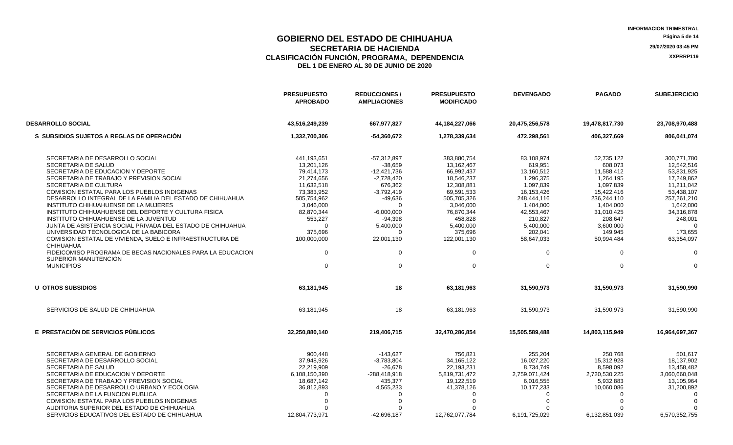# GOBIERNO DEL ESTADO DE CHIHUAHUA

## SECRETARIA DE HACIENDA

## CLASIFICACIÓN FUNCIÓN, PROGRAMA, DEPENDENCIA

### DEL 1 DE ENERO AL 30 DE JUNIO DE 2020

INFORMACION TRIMESTRAL

29/07/2020 03:45 PM

XXPRRP119

| | PRESUPUESTO APROBADO | REDUCCIONES / AMPLIACIONES | PRESUPUESTO MODIFICADO | DEVENGADO | PAGADO | SUBEJERCICIO |
|---|---|---|---|---|---|---|
| **DESARROLLO SOCIAL** | **43,516,249,239** | **667,977,827** | **44,184,227,066** | **20,475,256,578** | **19,478,817,730** | **23,708,970,488** |
| **S SUBSIDIOS SUJETOS A REGLAS DE OPERACIÓN** | **1,332,700,306** | **-54,360,672** | **1,278,339,634** | **472,298,561** | **406,327,669** | **806,041,074** |
| SECRETARIA DE DESARROLLO SOCIAL | 441,193,651 | -57,312,897 | 383,880,754 | 83,108,974 | 52,735,122 | 300,771,780 |
| SECRETARIA DE SALUD | 13,201,126 | -38,659 | 13,162,467 | 619,951 | 608,073 | 12,542,516 |
| SECRETARIA DE EDUCACION Y DEPORTE | 79,414,173 | -12,421,736 | 66,992,437 | 13,160,512 | 11,588,412 | 53,831,925 |
| SECRETARIA DE TRABAJO Y PREVISION SOCIAL | 21,274,656 | -2,728,420 | 18,546,237 | 1,296,375 | 1,264,195 | 17,249,862 |
| SECRETARIA DE CULTURA | 11,632,518 | 676,362 | 12,308,881 | 1,097,839 | 1,097,839 | 11,211,042 |
| COMISION ESTATAL PARA LOS PUEBLOS INDIGENAS | 73,383,952 | -3,792,419 | 69,591,533 | 16,153,426 | 15,422,416 | 53,438,107 |
| DESARROLLO INTEGRAL DE LA FAMILIA DEL ESTADO DE CHIHUAHUA | 505,754,962 | -49,636 | 505,705,326 | 248,444,116 | 236,244,110 | 257,261,210 |
| INSTITUTO CHIHUAHUENSE DE LA MUJERES | 3,046,000 | 0 | 3,046,000 | 1,404,000 | 1,404,000 | 1,642,000 |
| INSTITUTO CHIHUAHUENSE DEL DEPORTE Y CULTURA FISICA | 82,870,344 | -6,000,000 | 76,870,344 | 42,553,467 | 31,010,425 | 34,316,878 |
| INSTITUTO CHIHUAHUENSE DE LA JUVENTUD | 553,227 | -94,398 | 458,828 | 210,827 | 208,647 | 248,001 |
| JUNTA DE ASISTENCIA SOCIAL PRIVADA DEL ESTADO DE CHIHUAHUA | 0 | 5,400,000 | 5,400,000 | 5,400,000 | 3,600,000 | 0 |
| UNIVERSIDAD TECNOLOGICA DE LA BABICORA | 375,696 | 0 | 375,696 | 202,041 | 149,945 | 173,655 |
| COMISION ESTATAL DE VIVIENDA, SUELO E INFRAESTRUCTURA DE CHIHUAHUA | 100,000,000 | 22,001,130 | 122,001,130 | 58,647,033 | 50,994,484 | 63,354,097 |
| FIDEICOMISO PROGRAMA DE BECAS NACIONALES PARA LA EDUCACION SUPERIOR MANUTENCION | 0 | 0 | 0 | 0 | 0 | 0 |
| MUNICIPIOS | 0 | 0 | 0 | 0 | 0 | 0 |
| **U OTROS SUBSIDIOS** | **63,181,945** | **18** | **63,181,963** | **31,590,973** | **31,590,973** | **31,590,990** |
| SERVICIOS DE SALUD DE CHIHUAHUA | 63,181,945 | 18 | 63,181,963 | 31,590,973 | 31,590,973 | 31,590,990 |
| **E PRESTACIÓN DE SERVICIOS PÚBLICOS** | **32,250,880,140** | **219,406,715** | **32,470,286,854** | **15,505,589,488** | **14,803,115,949** | **16,964,697,367** |
| SECRETARIA GENERAL DE GOBIERNO | 900,448 | -143,627 | 756,821 | 255,204 | 250,768 | 501,617 |
| SECRETARIA DE DESARROLLO SOCIAL | 37,948,926 | -3,783,804 | 34,165,122 | 16,027,220 | 15,312,928 | 18,137,902 |
| SECRETARIA DE SALUD | 22,219,909 | -26,678 | 22,193,231 | 8,734,749 | 8,598,092 | 13,458,482 |
| SECRETARIA DE EDUCACION Y DEPORTE | 6,108,150,390 | -288,418,918 | 5,819,731,472 | 2,759,071,424 | 2,720,530,225 | 3,060,660,048 |
| SECRETARIA DE TRABAJO Y PREVISION SOCIAL | 18,687,142 | 435,377 | 19,122,519 | 6,016,555 | 5,932,883 | 13,105,964 |
| SECRETARIA DE DESARROLLO URBANO Y ECOLOGIA | 36,812,893 | 4,565,233 | 41,378,126 | 10,177,233 | 10,060,086 | 31,200,892 |
| SECRETARIA DE LA FUNCION PUBLICA | 0 | 0 | 0 | 0 | 0 | 0 |
| COMISION ESTATAL PARA LOS PUEBLOS INDIGENAS | 0 | 0 | 0 | 0 | 0 | 0 |
| AUDITORIA SUPERIOR DEL ESTADO DE CHIHUAHUA | 0 | 0 | 0 | 0 | 0 | 0 |
| SERVICIOS EDUCATIVOS DEL ESTADO DE CHIHUAHUA | 12,804,773,971 | -42,696,187 | 12,762,077,784 | 6,191,725,029 | 6,132,851,039 | 6,570,352,755 |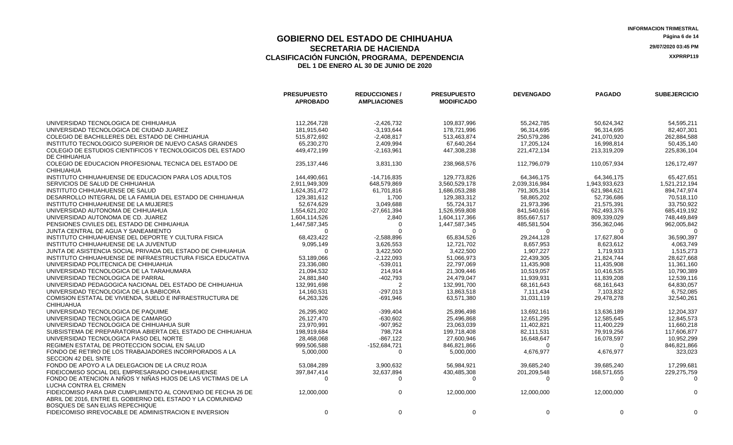# GOBIERNO DEL ESTADO DE CHIHUAHUA

## SECRETARIA DE HACIENDA

### CLASIFICACIÓN FUNCIÓN, PROGRAMA, DEPENDENCIA

**DEL 1 DE ENERO AL 30 DE JUNIO DE 2020**

| | PRESUPUESTO APROBADO | REDUCCIONES / AMPLIACIONES | PRESUPUESTO MODIFICADO | DEVENGADO | PAGADO | SUBEJERCICIO |
|---|---|---|---|---|---|---|
| UNIVERSIDAD TECNOLOGICA DE CHIHUAHUA | 112,264,728 | -2,426,732 | 109,837,996 | 55,242,785 | 50,624,342 | 54,595,211 |
| UNIVERSIDAD TECNOLOGICA DE CIUDAD JUAREZ | 181,915,640 | -3,193,644 | 178,721,996 | 96,314,695 | 96,314,695 | 82,407,301 |
| COLEGIO DE BACHILLERES DEL ESTADO DE CHIHUAHUA | 515,872,692 | -2,408,817 | 513,463,874 | 250,579,286 | 241,070,920 | 262,884,588 |
| INSTITUTO TECNOLOGICO SUPERIOR DE NUEVO CASAS GRANDES | 65,230,270 | 2,409,994 | 67,640,264 | 17,205,124 | 16,998,814 | 50,435,140 |
| COLEGIO DE ESTUDIOS CIENTIFICOS Y TECNOLOGICOS DEL ESTADO DE CHIHUAHUA | 449,472,199 | -2,163,961 | 447,308,238 | 221,472,134 | 213,319,209 | 225,836,104 |
| COLEGIO DE EDUCACION PROFESIONAL TECNICA DEL ESTADO DE CHIHUAHUA | 235,137,446 | 3,831,130 | 238,968,576 | 112,796,079 | 110,057,934 | 126,172,497 |
| INSTITUTO CHIHUAHUENSE DE EDUCACION PARA LOS ADULTOS | 144,490,661 | -14,716,835 | 129,773,826 | 64,346,175 | 64,346,175 | 65,427,651 |
| SERVICIOS DE SALUD DE CHIHUAHUA | 2,911,949,309 | 648,579,869 | 3,560,529,178 | 2,039,316,984 | 1,943,933,623 | 1,521,212,194 |
| INSTITUTO CHIHUAHUENSE DE SALUD | 1,624,351,472 | 61,701,816 | 1,686,053,288 | 791,305,314 | 621,984,621 | 894,747,974 |
| DESARROLLO INTEGRAL DE LA FAMILIA DEL ESTADO DE CHIHUAHUA | 129,381,612 | 1,700 | 129,383,312 | 58,865,202 | 52,736,686 | 70,518,110 |
| INSTITUTO CHIHUAHUENSE DE LA MUJERES | 52,674,629 | 3,049,688 | 55,724,317 | 21,973,396 | 21,575,391 | 33,750,922 |
| UNIVERSIDAD AUTONOMA DE CHIHUAHUA | 1,554,621,202 | -27,661,394 | 1,526,959,808 | 841,540,616 | 762,493,376 | 685,419,192 |
| UNIVERSIDAD AUTONOMA DE CD. JUAREZ | 1,604,114,526 | 2,840 | 1,604,117,366 | 855,667,517 | 809,339,029 | 748,449,849 |
| PENSIONES CIVILES DEL ESTADO DE CHIHUAHUA | 1,447,587,345 | 0 | 1,447,587,345 | 485,581,504 | 356,362,046 | 962,005,842 |
| JUNTA CENTRAL DE AGUA Y SANEAMIENTO | 0 | 0 | 0 | 0 | 0 | 0 |
| INSTITUTO CHIHUAHUENSE DEL DEPORTE Y CULTURA FISICA | 68,423,422 | -2,588,896 | 65,834,526 | 29,244,128 | 17,627,804 | 36,590,397 |
| INSTITUTO CHIHUAHUENSE DE LA JUVENTUD | 9,095,149 | 3,626,553 | 12,721,702 | 8,657,953 | 8,623,612 | 4,063,749 |
| JUNTA DE ASISTENCIA SOCIAL PRIVADA DEL ESTADO DE CHIHUAHUA | 0 | 3,422,500 | 3,422,500 | 1,907,227 | 1,719,933 | 1,515,273 |
| INSTITUTO CHIHUAHUENSE DE INFRAESTRUCTURA FISICA EDUCATIVA | 53,189,066 | -2,122,093 | 51,066,973 | 22,439,305 | 21,824,744 | 28,627,668 |
| UNIVERSIDAD POLITECNICA DE CHIHUAHUA | 23,336,080 | -539,011 | 22,797,069 | 11,435,908 | 11,435,908 | 11,361,160 |
| UNIVERSIDAD TECNOLOGICA DE LA TARAHUMARA | 21,094,532 | 214,914 | 21,309,446 | 10,519,057 | 10,416,535 | 10,790,389 |
| UNIVERSIDAD TECNOLOGICA DE PARRAL | 24,881,840 | -402,793 | 24,479,047 | 11,939,931 | 11,839,208 | 12,539,116 |
| UNIVERSIDAD PEDAGOGICA NACIONAL DEL ESTADO DE CHIHUAHUA | 132,991,698 | 2 | 132,991,700 | 68,161,643 | 68,161,643 | 64,830,057 |
| UNIVERSIDAD TECNOLOGICA DE LA BABICORA | 14,160,531 | -297,013 | 13,863,518 | 7,111,434 | 7,103,832 | 6,752,085 |
| COMISION ESTATAL DE VIVIENDA, SUELO E INFRAESTRUCTURA DE CHIHUAHUA | 64,263,326 | -691,946 | 63,571,380 | 31,031,119 | 29,478,278 | 32,540,261 |
| UNIVERSIDAD TECNOLOGICA DE PAQUIME | 26,295,902 | -399,404 | 25,896,498 | 13,692,161 | 13,636,189 | 12,204,337 |
| UNIVERSIDAD TECNOLOGICA DE CAMARGO | 26,127,470 | -630,602 | 25,496,868 | 12,651,295 | 12,585,645 | 12,845,573 |
| UNIVERSIDAD TECNOLOGICA DE CHIHUAHUA SUR | 23,970,991 | -907,952 | 23,063,039 | 11,402,821 | 11,400,229 | 11,660,218 |
| SUBSISTEMA DE PREPARATORIA ABIERTA DEL ESTADO DE CHIHUAHUA | 198,919,684 | 798,724 | 199,718,408 | 82,111,531 | 79,919,256 | 117,606,877 |
| UNIVERSIDAD TECNOLOGICA PASO DEL NORTE | 28,468,068 | -867,122 | 27,600,946 | 16,648,647 | 16,078,597 | 10,952,299 |
| REGIMEN ESTATAL DE PROTECCION SOCIAL EN SALUD | 999,506,588 | -152,684,721 | 846,821,866 | 0 | 0 | 846,821,866 |
| FONDO DE RETIRO DE LOS TRABAJADORES INCORPORADOS A LA SECCION 42 DEL SNTE | 5,000,000 | 0 | 5,000,000 | 4,676,977 | 4,676,977 | 323,023 |
| FONDO DE APOYO A LA DELEGACION DE LA CRUZ ROJA | 53,084,289 | 3,900,632 | 56,984,921 | 39,685,240 | 39,685,240 | 17,299,681 |
| FIDEICOMISO SOCIAL DEL EMPRESARIADO CHIHUAHUENSE | 397,847,414 | 32,637,894 | 430,485,308 | 201,209,548 | 168,571,655 | 229,275,759 |
| FONDO DE ATENCION A NIÑOS Y NIÑAS HIJOS DE LAS VICTIMAS DE LA LUCHA CONTRA EL CRIMEN | 0 | 0 | 0 | 0 | 0 | 0 |
| FIDEICOMISO PARA DAR CUMPLIMIENTO AL CONVENIO DE FECHA 26 DE ABRIL DE 2016, ENTRE EL GOBIERNO DEL ESTADO Y LA COMUNIDAD BOSQUES DE SAN ELIAS REPECHIQUE | 12,000,000 | 0 | 12,000,000 | 12,000,000 | 12,000,000 | 0 |
| FIDEICOMISO IRREVOCABLE DE ADMINISTRACION E INVERSION | 0 | 0 | 0 | 0 | 0 | 0 |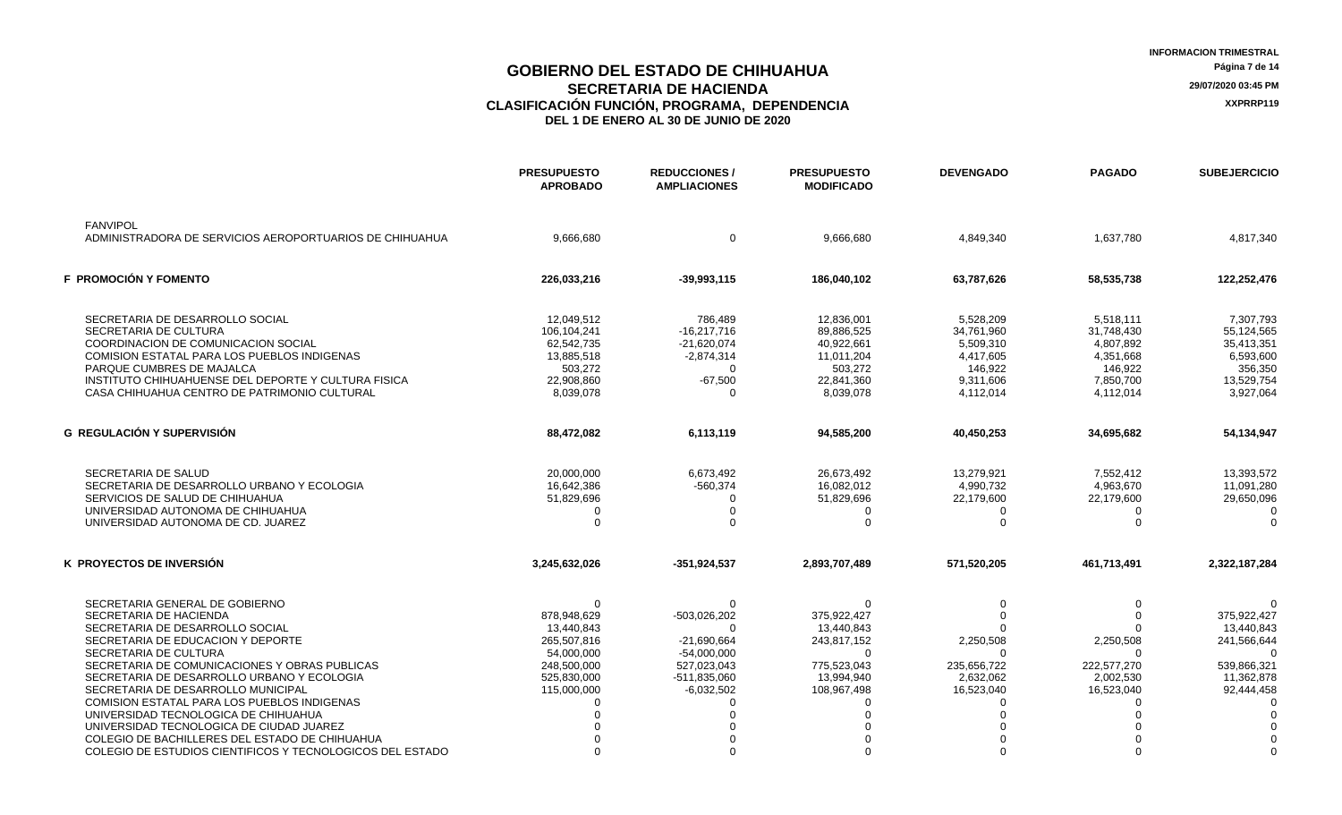# GOBIERNO DEL ESTADO DE CHIHUAHUA

## SECRETARIA DE HACIENDA

### CLASIFICACIÓN FUNCIÓN, PROGRAMA, DEPENDENCIA

**DEL 1 DE ENERO AL 30 DE JUNIO DE 2020**

INFORMACION TRIMESTRAL

29/07/2020 03:45 PM

XXPRRP119

| | PRESUPUESTO APROBADO | REDUCCIONES / AMPLIACIONES | PRESUPUESTO MODIFICADO | DEVENGADO | PAGADO | SUBEJERCICIO |
|---|---|---|---|---|---|---|
| FANVIPOL | | | | | | |
| ADMINISTRADORA DE SERVICIOS AEROPORTUARIOS DE CHIHUAHUA | 9,666,680 | 0 | 9,666,680 | 4,849,340 | 1,637,780 | 4,817,340 |
| **F PROMOCIÓN Y FOMENTO** | **226,033,216** | **-39,993,115** | **186,040,102** | **63,787,626** | **58,535,738** | **122,252,476** |
| SECRETARIA DE DESARROLLO SOCIAL | 12,049,512 | 786,489 | 12,836,001 | 5,528,209 | 5,518,111 | 7,307,793 |
| SECRETARIA DE CULTURA | 106,104,241 | -16,217,716 | 89,886,525 | 34,761,960 | 31,748,430 | 55,124,565 |
| COORDINACION DE COMUNICACION SOCIAL | 62,542,735 | -21,620,074 | 40,922,661 | 5,509,310 | 4,807,892 | 35,413,351 |
| COMISION ESTATAL PARA LOS PUEBLOS INDIGENAS | 13,885,518 | -2,874,314 | 11,011,204 | 4,417,605 | 4,351,668 | 6,593,600 |
| PARQUE CUMBRES DE MAJALCA | 503,272 | 0 | 503,272 | 146,922 | 146,922 | 356,350 |
| INSTITUTO CHIHUAHUENSE DEL DEPORTE Y CULTURA FISICA | 22,908,860 | -67,500 | 22,841,360 | 9,311,606 | 7,850,700 | 13,529,754 |
| CASA CHIHUAHUA CENTRO DE PATRIMONIO CULTURAL | 8,039,078 | 0 | 8,039,078 | 4,112,014 | 4,112,014 | 3,927,064 |
| **G REGULACIÓN Y SUPERVISIÓN** | **88,472,082** | **6,113,119** | **94,585,200** | **40,450,253** | **34,695,682** | **54,134,947** |
| SECRETARIA DE SALUD | 20,000,000 | 6,673,492 | 26,673,492 | 13,279,921 | 7,552,412 | 13,393,572 |
| SECRETARIA DE DESARROLLO URBANO Y ECOLOGIA | 16,642,386 | -560,374 | 16,082,012 | 4,990,732 | 4,963,670 | 11,091,280 |
| SERVICIOS DE SALUD DE CHIHUAHUA | 51,829,696 | 0 | 51,829,696 | 22,179,600 | 22,179,600 | 29,650,096 |
| UNIVERSIDAD AUTONOMA DE CHIHUAHUA | 0 | 0 | 0 | 0 | 0 | 0 |
| UNIVERSIDAD AUTONOMA DE CD. JUAREZ | 0 | 0 | 0 | 0 | 0 | 0 |
| **K PROYECTOS DE INVERSIÓN** | **3,245,632,026** | **-351,924,537** | **2,893,707,489** | **571,520,205** | **461,713,491** | **2,322,187,284** |
| SECRETARIA GENERAL DE GOBIERNO | 0 | 0 | 0 | 0 | 0 | 0 |
| SECRETARIA DE HACIENDA | 878,948,629 | -503,026,202 | 375,922,427 | 0 | 0 | 375,922,427 |
| SECRETARIA DE DESARROLLO SOCIAL | 13,440,843 | 0 | 13,440,843 | 0 | 0 | 13,440,843 |
| SECRETARIA DE EDUCACION Y DEPORTE | 265,507,816 | -21,690,664 | 243,817,152 | 2,250,508 | 2,250,508 | 241,566,644 |
| SECRETARIA DE CULTURA | 54,000,000 | -54,000,000 | 0 | 0 | 0 | 0 |
| SECRETARIA DE COMUNICACIONES Y OBRAS PUBLICAS | 248,500,000 | 527,023,043 | 775,523,043 | 235,656,722 | 222,577,270 | 539,866,321 |
| SECRETARIA DE DESARROLLO URBANO Y ECOLOGIA | 525,830,000 | -511,835,060 | 13,994,940 | 2,632,062 | 2,002,530 | 11,362,878 |
| SECRETARIA DE DESARROLLO MUNICIPAL | 115,000,000 | -6,032,502 | 108,967,498 | 16,523,040 | 16,523,040 | 92,444,458 |
| COMISION ESTATAL PARA LOS PUEBLOS INDIGENAS | 0 | 0 | 0 | 0 | 0 | 0 |
| UNIVERSIDAD TECNOLOGICA DE CHIHUAHUA | 0 | 0 | 0 | 0 | 0 | 0 |
| UNIVERSIDAD TECNOLOGICA DE CIUDAD JUAREZ | 0 | 0 | 0 | 0 | 0 | 0 |
| COLEGIO DE BACHILLERES DEL ESTADO DE CHIHUAHUA | 0 | 0 | 0 | 0 | 0 | 0 |
| COLEGIO DE ESTUDIOS CIENTIFICOS Y TECNOLOGICOS DEL ESTADO | 0 | 0 | 0 | 0 | 0 | 0 |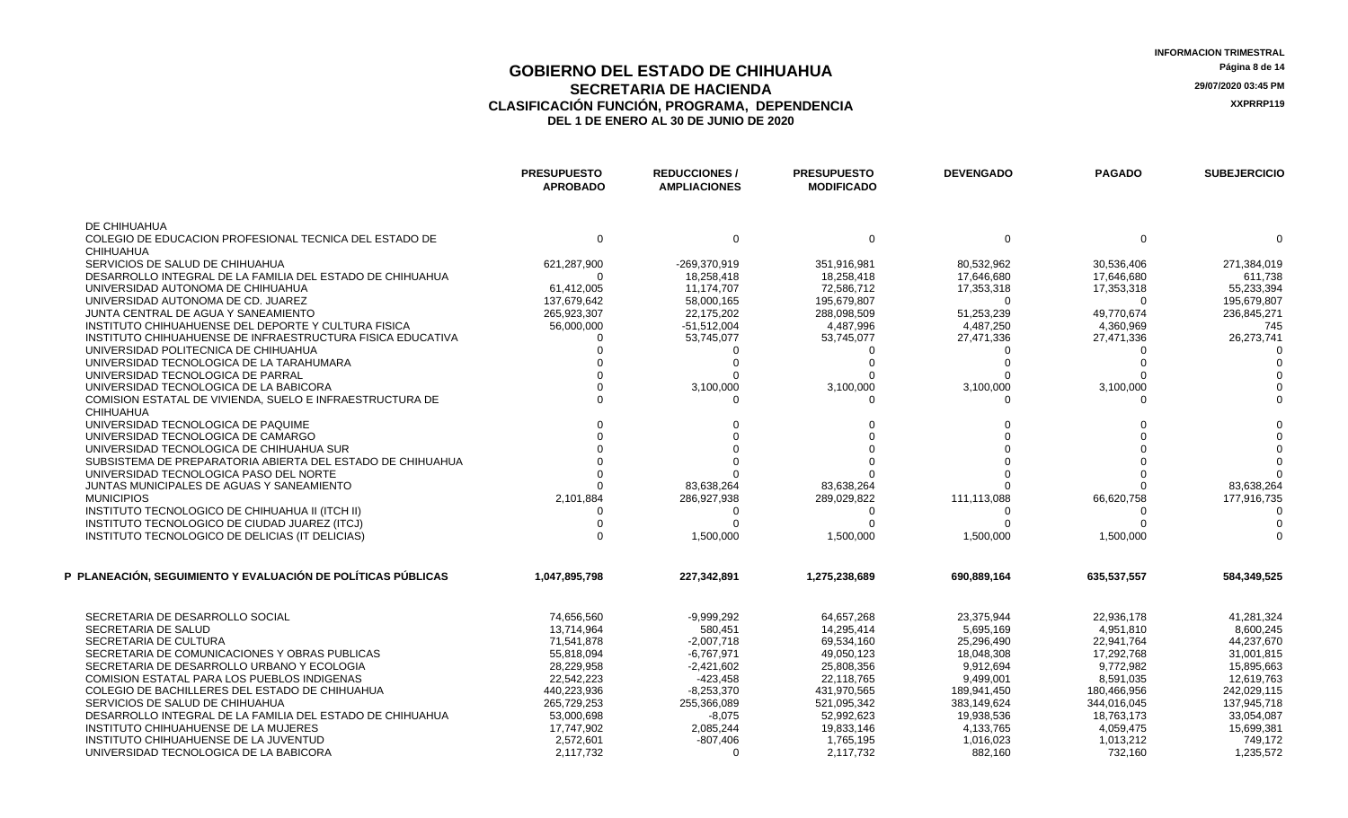# GOBIERNO DEL ESTADO DE CHIHUAHUA

## SECRETARIA DE HACIENDA

### CLASIFICACIÓN FUNCIÓN, PROGRAMA, DEPENDENCIA

**DEL 1 DE ENERO AL 30 DE JUNIO DE 2020**

INFORMACION TRIMESTRAL

29/07/2020 03:45 PM

XXPRRP119

| | PRESUPUESTO APROBADO | REDUCCIONES / AMPLIACIONES | PRESUPUESTO MODIFICADO | DEVENGADO | PAGADO | SUBEJERCICIO |
|---|---|---|---|---|---|---|
| DE CHIHUAHUA | | | | | | |
| COLEGIO DE EDUCACION PROFESIONAL TECNICA DEL ESTADO DE CHIHUAHUA | 0 | 0 | 0 | 0 | 0 | 0 |
| SERVICIOS DE SALUD DE CHIHUAHUA | 621,287,900 | -269,370,919 | 351,916,981 | 80,532,962 | 30,536,406 | 271,384,019 |
| DESARROLLO INTEGRAL DE LA FAMILIA DEL ESTADO DE CHIHUAHUA | 0 | 18,258,418 | 18,258,418 | 17,646,680 | 17,646,680 | 611,738 |
| UNIVERSIDAD AUTONOMA DE CHIHUAHUA | 61,412,005 | 11,174,707 | 72,586,712 | 17,353,318 | 17,353,318 | 55,233,394 |
| UNIVERSIDAD AUTONOMA DE CD. JUAREZ | 137,679,642 | 58,000,165 | 195,679,807 | 0 | 0 | 195,679,807 |
| JUNTA CENTRAL DE AGUA Y SANEAMIENTO | 265,923,307 | 22,175,202 | 288,098,509 | 51,253,239 | 49,770,674 | 236,845,271 |
| INSTITUTO CHIHUAHUENSE DEL DEPORTE Y CULTURA FISICA | 56,000,000 | -51,512,004 | 4,487,996 | 4,487,250 | 4,360,969 | 745 |
| INSTITUTO CHIHUAHUENSE DE INFRAESTRUCTURA FISICA EDUCATIVA | 0 | 53,745,077 | 53,745,077 | 27,471,336 | 27,471,336 | 26,273,741 |
| UNIVERSIDAD POLITECNICA DE CHIHUAHUA | 0 | 0 | 0 | 0 | 0 | 0 |
| UNIVERSIDAD TECNOLOGICA DE LA TARAHUMARA | 0 | 0 | 0 | 0 | 0 | 0 |
| UNIVERSIDAD TECNOLOGICA DE PARRAL | 0 | 0 | 0 | 0 | 0 | 0 |
| UNIVERSIDAD TECNOLOGICA DE LA BABICORA | 0 | 3,100,000 | 3,100,000 | 3,100,000 | 3,100,000 | 0 |
| COMISION ESTATAL DE VIVIENDA, SUELO E INFRAESTRUCTURA DE CHIHUAHUA | 0 | 0 | 0 | 0 | 0 | 0 |
| UNIVERSIDAD TECNOLOGICA DE PAQUIME | 0 | 0 | 0 | 0 | 0 | 0 |
| UNIVERSIDAD TECNOLOGICA DE CAMARGO | 0 | 0 | 0 | 0 | 0 | 0 |
| UNIVERSIDAD TECNOLOGICA DE CHIHUAHUA SUR | 0 | 0 | 0 | 0 | 0 | 0 |
| SUBSISTEMA DE PREPARATORIA ABIERTA DEL ESTADO DE CHIHUAHUA | 0 | 0 | 0 | 0 | 0 | 0 |
| UNIVERSIDAD TECNOLOGICA PASO DEL NORTE | 0 | 0 | 0 | 0 | 0 | 0 |
| JUNTAS MUNICIPALES DE AGUAS Y SANEAMIENTO | 0 | 83,638,264 | 83,638,264 | 0 | 0 | 83,638,264 |
| MUNICIPIOS | 2,101,884 | 286,927,938 | 289,029,822 | 111,113,088 | 66,620,758 | 177,916,735 |
| INSTITUTO TECNOLOGICO DE CHIHUAHUA II (ITCH II) | 0 | 0 | 0 | 0 | 0 | 0 |
| INSTITUTO TECNOLOGICO DE CIUDAD JUAREZ (ITCJ) | 0 | 0 | 0 | 0 | 0 | 0 |
| INSTITUTO TECNOLOGICO DE DELICIAS (IT DELICIAS) | 0 | 1,500,000 | 1,500,000 | 1,500,000 | 1,500,000 | 0 |
| **P PLANEACIÓN, SEGUIMIENTO Y EVALUACIÓN DE POLÍTICAS PÚBLICAS** | **1,047,895,798** | **227,342,891** | **1,275,238,689** | **690,889,164** | **635,537,557** | **584,349,525** |
| SECRETARIA DE DESARROLLO SOCIAL | 74,656,560 | -9,999,292 | 64,657,268 | 23,375,944 | 22,936,178 | 41,281,324 |
| SECRETARIA DE SALUD | 13,714,964 | 580,451 | 14,295,414 | 5,695,169 | 4,951,810 | 8,600,245 |
| SECRETARIA DE CULTURA | 71,541,878 | -2,007,718 | 69,534,160 | 25,296,490 | 22,941,764 | 44,237,670 |
| SECRETARIA DE COMUNICACIONES Y OBRAS PUBLICAS | 55,818,094 | -6,767,971 | 49,050,123 | 18,048,308 | 17,292,768 | 31,001,815 |
| SECRETARIA DE DESARROLLO URBANO Y ECOLOGIA | 28,229,958 | -2,421,602 | 25,808,356 | 9,912,694 | 9,772,982 | 15,895,663 |
| COMISION ESTATAL PARA LOS PUEBLOS INDIGENAS | 22,542,223 | -423,458 | 22,118,765 | 9,499,001 | 8,591,035 | 12,619,763 |
| COLEGIO DE BACHILLERES DEL ESTADO DE CHIHUAHUA | 440,223,936 | -8,253,370 | 431,970,565 | 189,941,450 | 180,466,956 | 242,029,115 |
| SERVICIOS DE SALUD DE CHIHUAHUA | 265,729,253 | 255,366,089 | 521,095,342 | 383,149,624 | 344,016,045 | 137,945,718 |
| DESARROLLO INTEGRAL DE LA FAMILIA DEL ESTADO DE CHIHUAHUA | 53,000,698 | -8,075 | 52,992,623 | 19,938,536 | 18,763,173 | 33,054,087 |
| INSTITUTO CHIHUAHUENSE DE LA MUJERES | 17,747,902 | 2,085,244 | 19,833,146 | 4,133,765 | 4,059,475 | 15,699,381 |
| INSTITUTO CHIHUAHUENSE DE LA JUVENTUD | 2,572,601 | -807,406 | 1,765,195 | 1,016,023 | 1,013,212 | 749,172 |
| UNIVERSIDAD TECNOLOGICA DE LA BABICORA | 2,117,732 | 0 | 2,117,732 | 882,160 | 732,160 | 1,235,572 |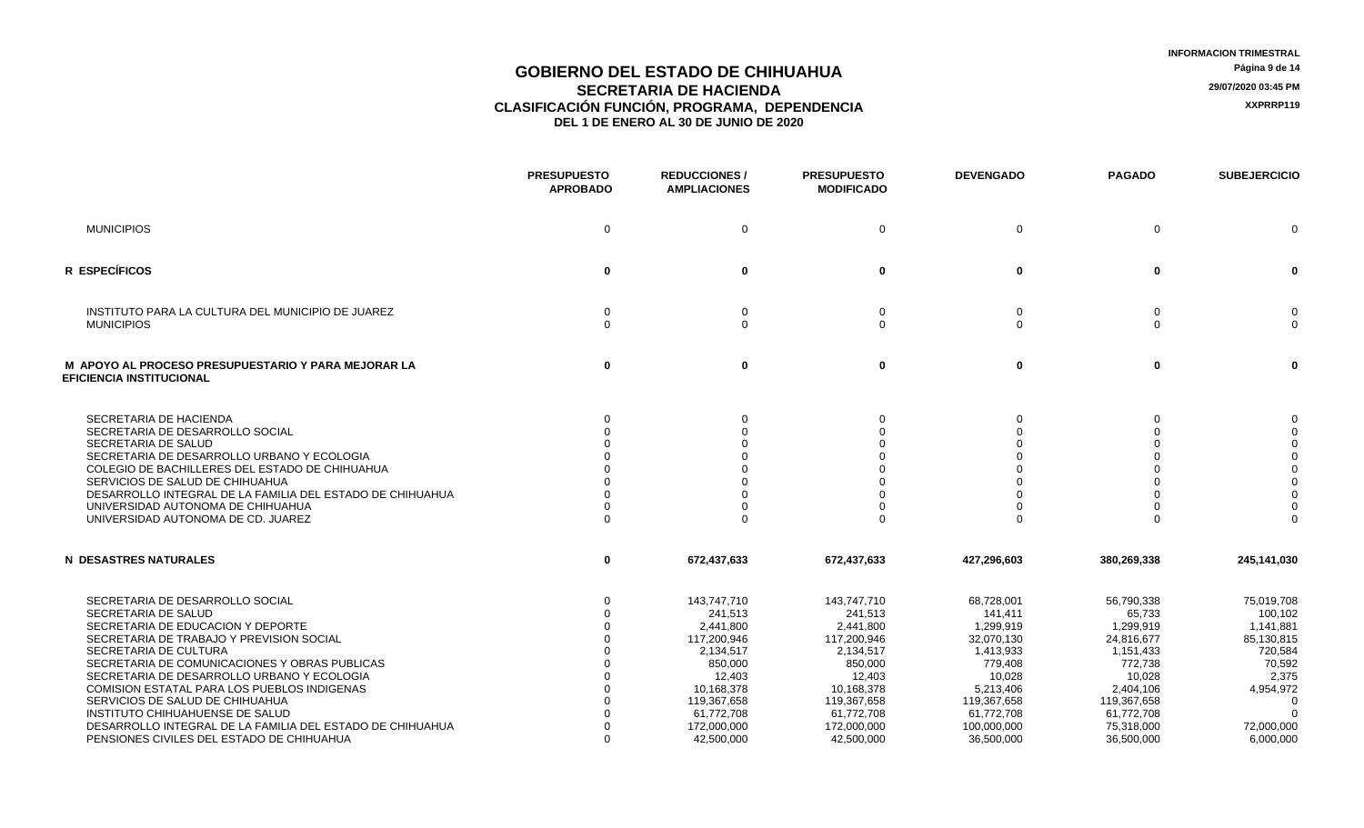# GOBIERNO DEL ESTADO DE CHIHUAHUA
## SECRETARIA DE HACIENDA
### CLASIFICACIÓN FUNCIÓN, PROGRAMA, DEPENDENCIA
**DEL 1 DE ENERO AL 30 DE JUNIO DE 2020**

INFORMACION TRIMESTRAL

29/07/2020 03:45 PM

XXPRRP119

| | PRESUPUESTO APROBADO | REDUCCIONES / AMPLIACIONES | PRESUPUESTO MODIFICADO | DEVENGADO | PAGADO | SUBEJERCICIO |
|---|---|---|---|---|---|---|
| MUNICIPIOS | 0 | 0 | 0 | 0 | 0 | 0 |
| **R ESPECÍFICOS** | **0** | **0** | **0** | **0** | **0** | **0** |
| INSTITUTO PARA LA CULTURA DEL MUNICIPIO DE JUAREZ | 0 | 0 | 0 | 0 | 0 | 0 |
| MUNICIPIOS | 0 | 0 | 0 | 0 | 0 | 0 |
| **M APOYO AL PROCESO PRESUPUESTARIO Y PARA MEJORAR LA EFICIENCIA INSTITUCIONAL** | **0** | **0** | **0** | **0** | **0** | **0** |
| SECRETARIA DE HACIENDA | 0 | 0 | 0 | 0 | 0 | 0 |
| SECRETARIA DE DESARROLLO SOCIAL | 0 | 0 | 0 | 0 | 0 | 0 |
| SECRETARIA DE SALUD | 0 | 0 | 0 | 0 | 0 | 0 |
| SECRETARIA DE DESARROLLO URBANO Y ECOLOGIA | 0 | 0 | 0 | 0 | 0 | 0 |
| COLEGIO DE BACHILLERES DEL ESTADO DE CHIHUAHUA | 0 | 0 | 0 | 0 | 0 | 0 |
| SERVICIOS DE SALUD DE CHIHUAHUA | 0 | 0 | 0 | 0 | 0 | 0 |
| DESARROLLO INTEGRAL DE LA FAMILIA DEL ESTADO DE CHIHUAHUA | 0 | 0 | 0 | 0 | 0 | 0 |
| UNIVERSIDAD AUTONOMA DE CHIHUAHUA | 0 | 0 | 0 | 0 | 0 | 0 |
| UNIVERSIDAD AUTONOMA DE CD. JUAREZ | 0 | 0 | 0 | 0 | 0 | 0 |
| **N DESASTRES NATURALES** | **0** | **672,437,633** | **672,437,633** | **427,296,603** | **380,269,338** | **245,141,030** |
| SECRETARIA DE DESARROLLO SOCIAL | 0 | 143,747,710 | 143,747,710 | 68,728,001 | 56,790,338 | 75,019,708 |
| SECRETARIA DE SALUD | 0 | 241,513 | 241,513 | 141,411 | 65,733 | 100,102 |
| SECRETARIA DE EDUCACION Y DEPORTE | 0 | 2,441,800 | 2,441,800 | 1,299,919 | 1,299,919 | 1,141,881 |
| SECRETARIA DE TRABAJO Y PREVISION SOCIAL | 0 | 117,200,946 | 117,200,946 | 32,070,130 | 24,816,677 | 85,130,815 |
| SECRETARIA DE CULTURA | 0 | 2,134,517 | 2,134,517 | 1,413,933 | 1,151,433 | 720,584 |
| SECRETARIA DE COMUNICACIONES Y OBRAS PUBLICAS | 0 | 850,000 | 850,000 | 779,408 | 772,738 | 70,592 |
| SECRETARIA DE DESARROLLO URBANO Y ECOLOGIA | 0 | 12,403 | 12,403 | 10,028 | 10,028 | 2,375 |
| COMISION ESTATAL PARA LOS PUEBLOS INDIGENAS | 0 | 10,168,378 | 10,168,378 | 5,213,406 | 2,404,106 | 4,954,972 |
| SERVICIOS DE SALUD DE CHIHUAHUA | 0 | 119,367,658 | 119,367,658 | 119,367,658 | 119,367,658 | 0 |
| INSTITUTO CHIHUAHUENSE DE SALUD | 0 | 61,772,708 | 61,772,708 | 61,772,708 | 61,772,708 | 0 |
| DESARROLLO INTEGRAL DE LA FAMILIA DEL ESTADO DE CHIHUAHUA | 0 | 172,000,000 | 172,000,000 | 100,000,000 | 75,318,000 | 72,000,000 |
| PENSIONES CIVILES DEL ESTADO DE CHIHUAHUA | 0 | 42,500,000 | 42,500,000 | 36,500,000 | 36,500,000 | 6,000,000 |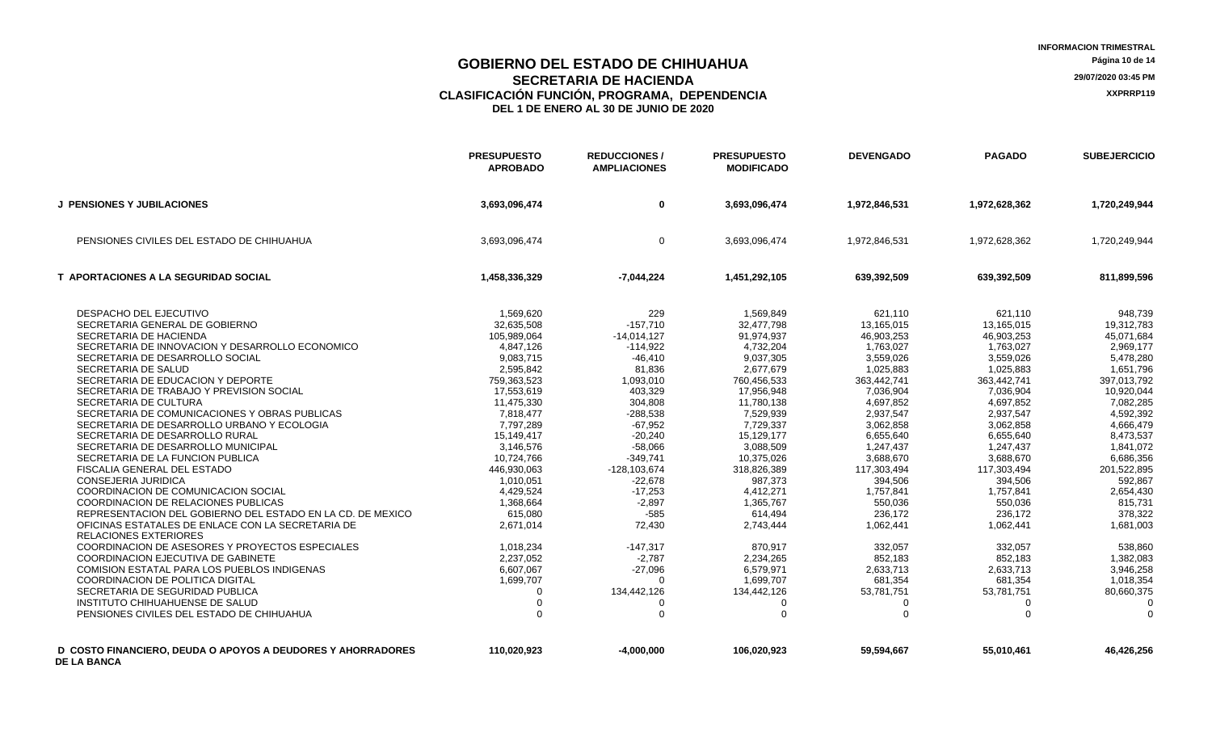# GOBIERNO DEL ESTADO DE CHIHUAHUA

## SECRETARIA DE HACIENDA

## CLASIFICACIÓN FUNCIÓN, PROGRAMA, DEPENDENCIA

### DEL 1 DE ENERO AL 30 DE JUNIO DE 2020

INFORMACION TRIMESTRAL

29/07/2020 03:45 PM

XXPRRP119

| | PRESUPUESTO APROBADO | REDUCCIONES / AMPLIACIONES | PRESUPUESTO MODIFICADO | DEVENGADO | PAGADO | SUBEJERCICIO |
|---|---|---|---|---|---|---|
| **J PENSIONES Y JUBILACIONES** | **3,693,096,474** | **0** | **3,693,096,474** | **1,972,846,531** | **1,972,628,362** | **1,720,249,944** |
| PENSIONES CIVILES DEL ESTADO DE CHIHUAHUA | 3,693,096,474 | 0 | 3,693,096,474 | 1,972,846,531 | 1,972,628,362 | 1,720,249,944 |
| **T APORTACIONES A LA SEGURIDAD SOCIAL** | **1,458,336,329** | **-7,044,224** | **1,451,292,105** | **639,392,509** | **639,392,509** | **811,899,596** |
| DESPACHO DEL EJECUTIVO | 1,569,620 | 229 | 1,569,849 | 621,110 | 621,110 | 948,739 |
| SECRETARIA GENERAL DE GOBIERNO | 32,635,508 | -157,710 | 32,477,798 | 13,165,015 | 13,165,015 | 19,312,783 |
| SECRETARIA DE HACIENDA | 105,989,064 | -14,014,127 | 91,974,937 | 46,903,253 | 46,903,253 | 45,071,684 |
| SECRETARIA DE INNOVACION Y DESARROLLO ECONOMICO | 4,847,126 | -114,922 | 4,732,204 | 1,763,027 | 1,763,027 | 2,969,177 |
| SECRETARIA DE DESARROLLO SOCIAL | 9,083,715 | -46,410 | 9,037,305 | 3,559,026 | 3,559,026 | 5,478,280 |
| SECRETARIA DE SALUD | 2,595,842 | 81,836 | 2,677,679 | 1,025,883 | 1,025,883 | 1,651,796 |
| SECRETARIA DE EDUCACION Y DEPORTE | 759,363,523 | 1,093,010 | 760,456,533 | 363,442,741 | 363,442,741 | 397,013,792 |
| SECRETARIA DE TRABAJO Y PREVISION SOCIAL | 17,553,619 | 403,329 | 17,956,948 | 7,036,904 | 7,036,904 | 10,920,044 |
| SECRETARIA DE CULTURA | 11,475,330 | 304,808 | 11,780,138 | 4,697,852 | 4,697,852 | 7,082,285 |
| SECRETARIA DE COMUNICACIONES Y OBRAS PUBLICAS | 7,818,477 | -288,538 | 7,529,939 | 2,937,547 | 2,937,547 | 4,592,392 |
| SECRETARIA DE DESARROLLO URBANO Y ECOLOGIA | 7,797,289 | -67,952 | 7,729,337 | 3,062,858 | 3,062,858 | 4,666,479 |
| SECRETARIA DE DESARROLLO RURAL | 15,149,417 | -20,240 | 15,129,177 | 6,655,640 | 6,655,640 | 8,473,537 |
| SECRETARIA DE DESARROLLO MUNICIPAL | 3,146,576 | -58,066 | 3,088,509 | 1,247,437 | 1,247,437 | 1,841,072 |
| SECRETARIA DE LA FUNCION PUBLICA | 10,724,766 | -349,741 | 10,375,026 | 3,688,670 | 3,688,670 | 6,686,356 |
| FISCALIA GENERAL DEL ESTADO | 446,930,063 | -128,103,674 | 318,826,389 | 117,303,494 | 117,303,494 | 201,522,895 |
| CONSEJERIA JURIDICA | 1,010,051 | -22,678 | 987,373 | 394,506 | 394,506 | 592,867 |
| COORDINACION DE COMUNICACION SOCIAL | 4,429,524 | -17,253 | 4,412,271 | 1,757,841 | 1,757,841 | 2,654,430 |
| COORDINACION DE RELACIONES PUBLICAS | 1,368,664 | -2,897 | 1,365,767 | 550,036 | 550,036 | 815,731 |
| REPRESENTACION DEL GOBIERNO DEL ESTADO EN LA CD. DE MEXICO | 615,080 | -585 | 614,494 | 236,172 | 236,172 | 378,322 |
| OFICINAS ESTATALES DE ENLACE CON LA SECRETARIA DE RELACIONES EXTERIORES | 2,671,014 | 72,430 | 2,743,444 | 1,062,441 | 1,062,441 | 1,681,003 |
| COORDINACION DE ASESORES Y PROYECTOS ESPECIALES | 1,018,234 | -147,317 | 870,917 | 332,057 | 332,057 | 538,860 |
| COORDINACION EJECUTIVA DE GABINETE | 2,237,052 | -2,787 | 2,234,265 | 852,183 | 852,183 | 1,382,083 |
| COMISION ESTATAL PARA LOS PUEBLOS INDIGENAS | 6,607,067 | -27,096 | 6,579,971 | 2,633,713 | 2,633,713 | 3,946,258 |
| COORDINACION DE POLITICA DIGITAL | 1,699,707 | 0 | 1,699,707 | 681,354 | 681,354 | 1,018,354 |
| SECRETARIA DE SEGURIDAD PUBLICA | 0 | 134,442,126 | 134,442,126 | 53,781,751 | 53,781,751 | 80,660,375 |
| INSTITUTO CHIHUAHUENSE DE SALUD | 0 | 0 | 0 | 0 | 0 | 0 |
| PENSIONES CIVILES DEL ESTADO DE CHIHUAHUA | 0 | 0 | 0 | 0 | 0 | 0 |
| **D COSTO FINANCIERO, DEUDA O APOYOS A DEUDORES Y AHORRADORES DE LA BANCA** | **110,020,923** | **-4,000,000** | **106,020,923** | **59,594,667** | **55,010,461** | **46,426,256** |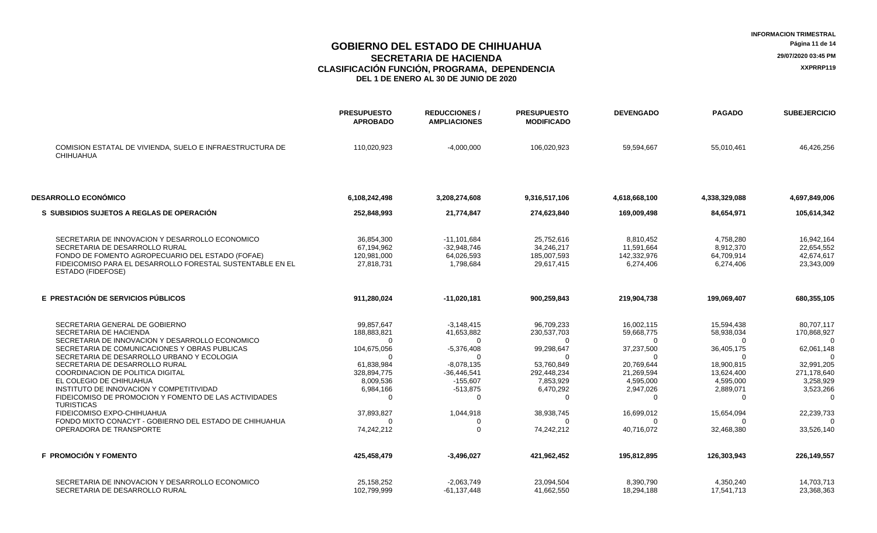# GOBIERNO DEL ESTADO DE CHIHUAHUA
## SECRETARIA DE HACIENDA
## CLASIFICACIÓN FUNCIÓN, PROGRAMA, DEPENDENCIA
**DEL 1 DE ENERO AL 30 DE JUNIO DE 2020**

INFORMACION TRIMESTRAL

29/07/2020 03:45 PM

XXPRRP119

| | PRESUPUESTO APROBADO | REDUCCIONES / AMPLIACIONES | PRESUPUESTO MODIFICADO | DEVENGADO | PAGADO | SUBEJERCICIO |
|---|---|---|---|---|---|---|
| COMISION ESTATAL DE VIVIENDA, SUELO E INFRAESTRUCTURA DE CHIHUAHUA | 110,020,923 | -4,000,000 | 106,020,923 | 59,594,667 | 55,010,461 | 46,426,256 |
| **DESARROLLO ECONÓMICO** | **6,108,242,498** | **3,208,274,608** | **9,316,517,106** | **4,618,668,100** | **4,338,329,088** | **4,697,849,006** |
| **S SUBSIDIOS SUJETOS A REGLAS DE OPERACIÓN** | **252,848,993** | **21,774,847** | **274,623,840** | **169,009,498** | **84,654,971** | **105,614,342** |
| SECRETARIA DE INNOVACION Y DESARROLLO ECONOMICO | 36,854,300 | -11,101,684 | 25,752,616 | 8,810,452 | 4,758,280 | 16,942,164 |
| SECRETARIA DE DESARROLLO RURAL | 67,194,962 | -32,948,746 | 34,246,217 | 11,591,664 | 8,912,370 | 22,654,552 |
| FONDO DE FOMENTO AGROPECUARIO DEL ESTADO (FOFAE) | 120,981,000 | 64,026,593 | 185,007,593 | 142,332,976 | 64,709,914 | 42,674,617 |
| FIDEICOMISO PARA EL DESARROLLO FORESTAL SUSTENTABLE EN EL ESTADO (FIDEFOSE) | 27,818,731 | 1,798,684 | 29,617,415 | 6,274,406 | 6,274,406 | 23,343,009 |
| **E PRESTACIÓN DE SERVICIOS PÚBLICOS** | **911,280,024** | **-11,020,181** | **900,259,843** | **219,904,738** | **199,069,407** | **680,355,105** |
| SECRETARIA GENERAL DE GOBIERNO | 99,857,647 | -3,148,415 | 96,709,233 | 16,002,115 | 15,594,438 | 80,707,117 |
| SECRETARIA DE HACIENDA | 188,883,821 | 41,653,882 | 230,537,703 | 59,668,775 | 58,938,034 | 170,868,927 |
| SECRETARIA DE INNOVACION Y DESARROLLO ECONOMICO | 0 | 0 | 0 | 0 | 0 | 0 |
| SECRETARIA DE COMUNICACIONES Y OBRAS PUBLICAS | 104,675,056 | -5,376,408 | 99,298,647 | 37,237,500 | 36,405,175 | 62,061,148 |
| SECRETARIA DE DESARROLLO URBANO Y ECOLOGIA | 0 | 0 | 0 | 0 | 0 | 0 |
| SECRETARIA DE DESARROLLO RURAL | 61,838,984 | -8,078,135 | 53,760,849 | 20,769,644 | 18,900,815 | 32,991,205 |
| COORDINACION DE POLITICA DIGITAL | 328,894,775 | -36,446,541 | 292,448,234 | 21,269,594 | 13,624,400 | 271,178,640 |
| EL COLEGIO DE CHIHUAHUA | 8,009,536 | -155,607 | 7,853,929 | 4,595,000 | 4,595,000 | 3,258,929 |
| INSTITUTO DE INNOVACION Y COMPETITIVIDAD | 6,984,166 | -513,875 | 6,470,292 | 2,947,026 | 2,889,071 | 3,523,266 |
| FIDEICOMISO DE PROMOCION Y FOMENTO DE LAS ACTIVIDADES TURISTICAS | 0 | 0 | 0 | 0 | 0 | 0 |
| FIDEICOMISO EXPO-CHIHUAHUA | 37,893,827 | 1,044,918 | 38,938,745 | 16,699,012 | 15,654,094 | 22,239,733 |
| FONDO MIXTO CONACYT - GOBIERNO DEL ESTADO DE CHIHUAHUA | 0 | 0 | 0 | 0 | 0 | 0 |
| OPERADORA DE TRANSPORTE | 74,242,212 | 0 | 74,242,212 | 40,716,072 | 32,468,380 | 33,526,140 |
| **F PROMOCIÓN Y FOMENTO** | **425,458,479** | **-3,496,027** | **421,962,452** | **195,812,895** | **126,303,943** | **226,149,557** |
| SECRETARIA DE INNOVACION Y DESARROLLO ECONOMICO | 25,158,252 | -2,063,749 | 23,094,504 | 8,390,790 | 4,350,240 | 14,703,713 |
| SECRETARIA DE DESARROLLO RURAL | 102,799,999 | -61,137,448 | 41,662,550 | 18,294,188 | 17,541,713 | 23,368,363 |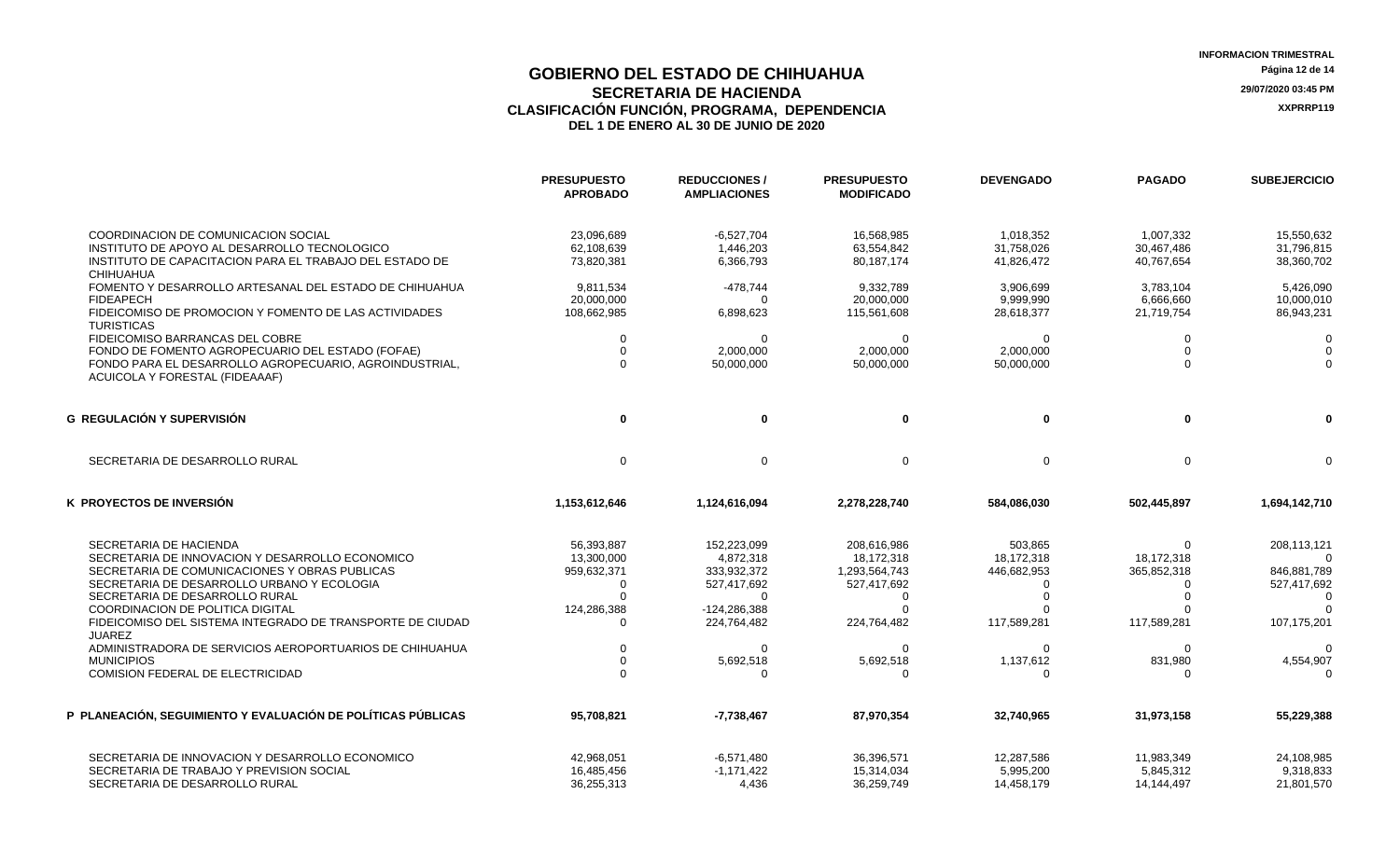# GOBIERNO DEL ESTADO DE CHIHUAHUA

## SECRETARIA DE HACIENDA

## CLASIFICACIÓN FUNCIÓN, PROGRAMA, DEPENDENCIA

**DEL 1 DE ENERO AL 30 DE JUNIO DE 2020**

INFORMACION TRIMESTRAL

29/07/2020 03:45 PM

XXPRRP119

| | PRESUPUESTO APROBADO | REDUCCIONES / AMPLIACIONES | PRESUPUESTO MODIFICADO | DEVENGADO | PAGADO | SUBEJERCICIO |
|---|---|---|---|---|---|---|
| COORDINACION DE COMUNICACION SOCIAL | 23,096,689 | -6,527,704 | 16,568,985 | 1,018,352 | 1,007,332 | 15,550,632 |
| INSTITUTO DE APOYO AL DESARROLLO TECNOLOGICO | 62,108,639 | 1,446,203 | 63,554,842 | 31,758,026 | 30,467,486 | 31,796,815 |
| INSTITUTO DE CAPACITACION PARA EL TRABAJO DEL ESTADO DE CHIHUAHUA | 73,820,381 | 6,366,793 | 80,187,174 | 41,826,472 | 40,767,654 | 38,360,702 |
| FOMENTO Y DESARROLLO ARTESANAL DEL ESTADO DE CHIHUAHUA | 9,811,534 | -478,744 | 9,332,789 | 3,906,699 | 3,783,104 | 5,426,090 |
| FIDEAPECH | 20,000,000 | 0 | 20,000,000 | 9,999,990 | 6,666,660 | 10,000,010 |
| FIDEICOMISO DE PROMOCION Y FOMENTO DE LAS ACTIVIDADES TURISTICAS | 108,662,985 | 6,898,623 | 115,561,608 | 28,618,377 | 21,719,754 | 86,943,231 |
| FIDEICOMISO BARRANCAS DEL COBRE | 0 | 0 | 0 | 0 | 0 | 0 |
| FONDO DE FOMENTO AGROPECUARIO DEL ESTADO (FOFAE) | 0 | 2,000,000 | 2,000,000 | 2,000,000 | 0 | 0 |
| FONDO PARA EL DESARROLLO AGROPECUARIO, AGROINDUSTRIAL, ACUICOLA Y FORESTAL (FIDEAAAF) | 0 | 50,000,000 | 50,000,000 | 50,000,000 | 0 | 0 |
| **G REGULACIÓN Y SUPERVISIÓN** | **0** | **0** | **0** | **0** | **0** | **0** |
| SECRETARIA DE DESARROLLO RURAL | 0 | 0 | 0 | 0 | 0 | 0 |
| **K PROYECTOS DE INVERSIÓN** | **1,153,612,646** | **1,124,616,094** | **2,278,228,740** | **584,086,030** | **502,445,897** | **1,694,142,710** |
| SECRETARIA DE HACIENDA | 56,393,887 | 152,223,099 | 208,616,986 | 503,865 | 0 | 208,113,121 |
| SECRETARIA DE INNOVACION Y DESARROLLO ECONOMICO | 13,300,000 | 4,872,318 | 18,172,318 | 18,172,318 | 18,172,318 | 0 |
| SECRETARIA DE COMUNICACIONES Y OBRAS PUBLICAS | 959,632,371 | 333,932,372 | 1,293,564,743 | 446,682,953 | 365,852,318 | 846,881,789 |
| SECRETARIA DE DESARROLLO URBANO Y ECOLOGIA | 0 | 527,417,692 | 527,417,692 | 0 | 0 | 527,417,692 |
| SECRETARIA DE DESARROLLO RURAL | 0 | 0 | 0 | 0 | 0 | 0 |
| COORDINACION DE POLITICA DIGITAL | 124,286,388 | -124,286,388 | 0 | 0 | 0 | 0 |
| FIDEICOMISO DEL SISTEMA INTEGRADO DE TRANSPORTE DE CIUDAD JUAREZ | 0 | 224,764,482 | 224,764,482 | 117,589,281 | 117,589,281 | 107,175,201 |
| ADMINISTRADORA DE SERVICIOS AEROPORTUARIOS DE CHIHUAHUA | 0 | 0 | 0 | 0 | 0 | 0 |
| MUNICIPIOS | 0 | 5,692,518 | 5,692,518 | 1,137,612 | 831,980 | 4,554,907 |
| COMISION FEDERAL DE ELECTRICIDAD | 0 | 0 | 0 | 0 | 0 | 0 |
| **P PLANEACIÓN, SEGUIMIENTO Y EVALUACIÓN DE POLÍTICAS PÚBLICAS** | **95,708,821** | **-7,738,467** | **87,970,354** | **32,740,965** | **31,973,158** | **55,229,388** |
| SECRETARIA DE INNOVACION Y DESARROLLO ECONOMICO | 42,968,051 | -6,571,480 | 36,396,571 | 12,287,586 | 11,983,349 | 24,108,985 |
| SECRETARIA DE TRABAJO Y PREVISION SOCIAL | 16,485,456 | -1,171,422 | 15,314,034 | 5,995,200 | 5,845,312 | 9,318,833 |
| SECRETARIA DE DESARROLLO RURAL | 36,255,313 | 4,436 | 36,259,749 | 14,458,179 | 14,144,497 | 21,801,570 |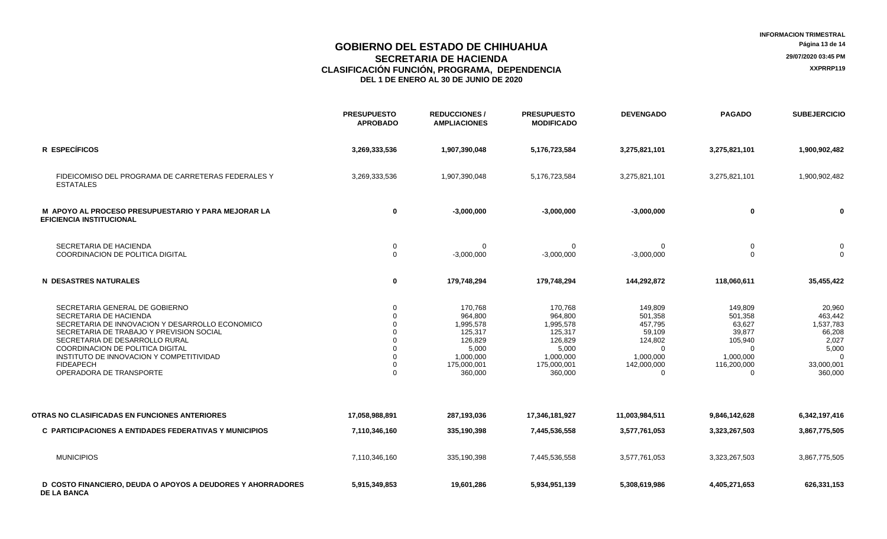# GOBIERNO DEL ESTADO DE CHIHUAHUA

## SECRETARIA DE HACIENDA

### CLASIFICACIÓN FUNCIÓN, PROGRAMA, DEPENDENCIA

**DEL 1 DE ENERO AL 30 DE JUNIO DE 2020**

INFORMACION TRIMESTRAL

29/07/2020 03:45 PM

XXPRRP119

| | PRESUPUESTO APROBADO | REDUCCIONES / AMPLIACIONES | PRESUPUESTO MODIFICADO | DEVENGADO | PAGADO | SUBEJERCICIO |
|---|---|---|---|---|---|---|
| **R ESPECÍFICOS** | **3,269,333,536** | **1,907,390,048** | **5,176,723,584** | **3,275,821,101** | **3,275,821,101** | **1,900,902,482** |
| FIDEICOMISO DEL PROGRAMA DE CARRETERAS FEDERALES Y ESTATALES | 3,269,333,536 | 1,907,390,048 | 5,176,723,584 | 3,275,821,101 | 3,275,821,101 | 1,900,902,482 |
| **M APOYO AL PROCESO PRESUPUESTARIO Y PARA MEJORAR LA EFICIENCIA INSTITUCIONAL** | **0** | **-3,000,000** | **-3,000,000** | **-3,000,000** | **0** | **0** |
| SECRETARIA DE HACIENDA | 0 | 0 | 0 | 0 | 0 | 0 |
| COORDINACION DE POLITICA DIGITAL | 0 | -3,000,000 | -3,000,000 | -3,000,000 | 0 | 0 |
| **N DESASTRES NATURALES** | **0** | **179,748,294** | **179,748,294** | **144,292,872** | **118,060,611** | **35,455,422** |
| SECRETARIA GENERAL DE GOBIERNO | 0 | 170,768 | 170,768 | 149,809 | 149,809 | 20,960 |
| SECRETARIA DE HACIENDA | 0 | 964,800 | 964,800 | 501,358 | 501,358 | 463,442 |
| SECRETARIA DE INNOVACION Y DESARROLLO ECONOMICO | 0 | 1,995,578 | 1,995,578 | 457,795 | 63,627 | 1,537,783 |
| SECRETARIA DE TRABAJO Y PREVISION SOCIAL | 0 | 125,317 | 125,317 | 59,109 | 39,877 | 66,208 |
| SECRETARIA DE DESARROLLO RURAL | 0 | 126,829 | 126,829 | 124,802 | 105,940 | 2,027 |
| COORDINACION DE POLITICA DIGITAL | 0 | 5,000 | 5,000 | 0 | 0 | 5,000 |
| INSTITUTO DE INNOVACION Y COMPETITIVIDAD | 0 | 1,000,000 | 1,000,000 | 1,000,000 | 1,000,000 | 0 |
| FIDEAPECH | 0 | 175,000,001 | 175,000,001 | 142,000,000 | 116,200,000 | 33,000,001 |
| OPERADORA DE TRANSPORTE | 0 | 360,000 | 360,000 | 0 | 0 | 360,000 |
| **OTRAS NO CLASIFICADAS EN FUNCIONES ANTERIORES** | **17,058,988,891** | **287,193,036** | **17,346,181,927** | **11,003,984,511** | **9,846,142,628** | **6,342,197,416** |
| **C PARTICIPACIONES A ENTIDADES FEDERATIVAS Y MUNICIPIOS** | **7,110,346,160** | **335,190,398** | **7,445,536,558** | **3,577,761,053** | **3,323,267,503** | **3,867,775,505** |
| MUNICIPIOS | 7,110,346,160 | 335,190,398 | 7,445,536,558 | 3,577,761,053 | 3,323,267,503 | 3,867,775,505 |
| **D COSTO FINANCIERO, DEUDA O APOYOS A DEUDORES Y AHORRADORES DE LA BANCA** | **5,915,349,853** | **19,601,286** | **5,934,951,139** | **5,308,619,986** | **4,405,271,653** | **626,331,153** |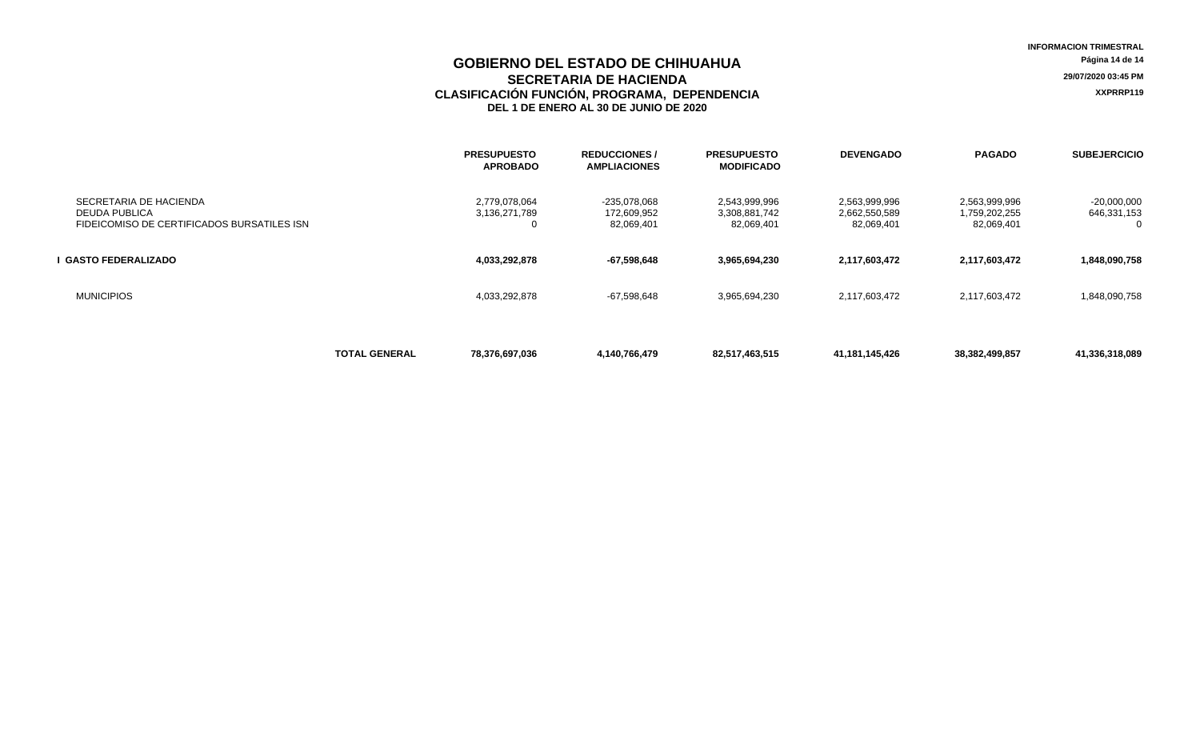# GOBIERNO DEL ESTADO DE CHIHUAHUA

## SECRETARIA DE HACIENDA

### CLASIFICACIÓN FUNCIÓN, PROGRAMA, DEPENDENCIA

**DEL 1 DE ENERO AL 30 DE JUNIO DE 2020**

INFORMACION TRIMESTRAL

29/07/2020 03:45 PM

XXPRRP119

| | PRESUPUESTO APROBADO | REDUCCIONES / AMPLIACIONES | PRESUPUESTO MODIFICADO | DEVENGADO | PAGADO | SUBEJERCICIO |
|---|---|---|---|---|---|---|
| SECRETARIA DE HACIENDA | 2,779,078,064 | -235,078,068 | 2,543,999,996 | 2,563,999,996 | 2,563,999,996 | -20,000,000 |
| DEUDA PUBLICA | 3,136,271,789 | 172,609,952 | 3,308,881,742 | 2,662,550,589 | 1,759,202,255 | 646,331,153 |
| FIDEICOMISO DE CERTIFICADOS BURSATILES ISN | 0 | 82,069,401 | 82,069,401 | 82,069,401 | 82,069,401 | 0 |
| **I GASTO FEDERALIZADO** | **4,033,292,878** | **-67,598,648** | **3,965,694,230** | **2,117,603,472** | **2,117,603,472** | **1,848,090,758** |
| MUNICIPIOS | 4,033,292,878 | -67,598,648 | 3,965,694,230 | 2,117,603,472 | 2,117,603,472 | 1,848,090,758 |
| **TOTAL GENERAL** | **78,376,697,036** | **4,140,766,479** | **82,517,463,515** | **41,181,145,426** | **38,382,499,857** | **41,336,318,089** |